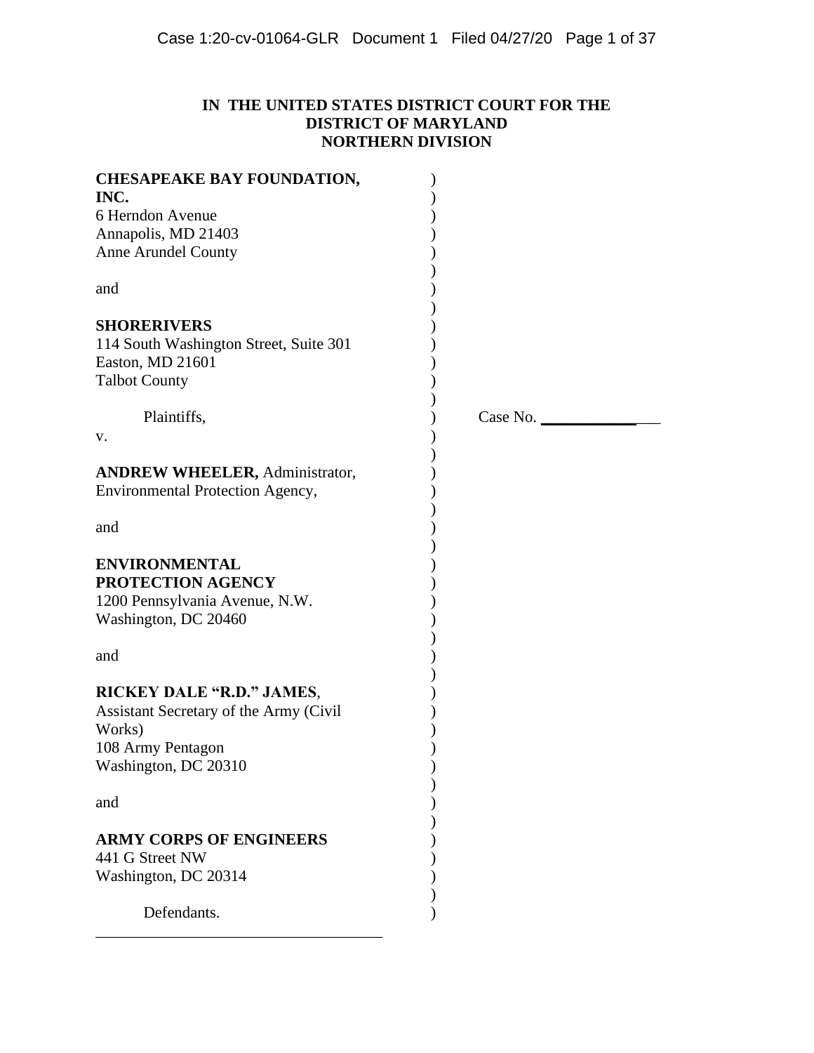**IN THE UNITED STATES DISTRICT COURT FOR THE DISTRICT OF MARYLAND NORTHERN DIVISION**

**CHESAPEAKE BAY FOUNDATION, INC.**
6 Herndon Avenue
Annapolis, MD 21403
Anne Arundel County

and

**SHORERIVERS**
114 South Washington Street, Suite 301
Easton, MD 21601
Talbot County

Plaintiffs,

v.

**ANDREW WHEELER,** Administrator, Environmental Protection Agency,

and

**ENVIRONMENTAL PROTECTION AGENCY**
1200 Pennsylvania Avenue, N.W.
Washington, DC 20460

and

**RICKEY DALE "R.D." JAMES**,
Assistant Secretary of the Army (Civil Works)
108 Army Pentagon
Washington, DC 20310

and

**ARMY CORPS OF ENGINEERS**
441 G Street NW
Washington, DC 20314

Defendants.

Case No. ________________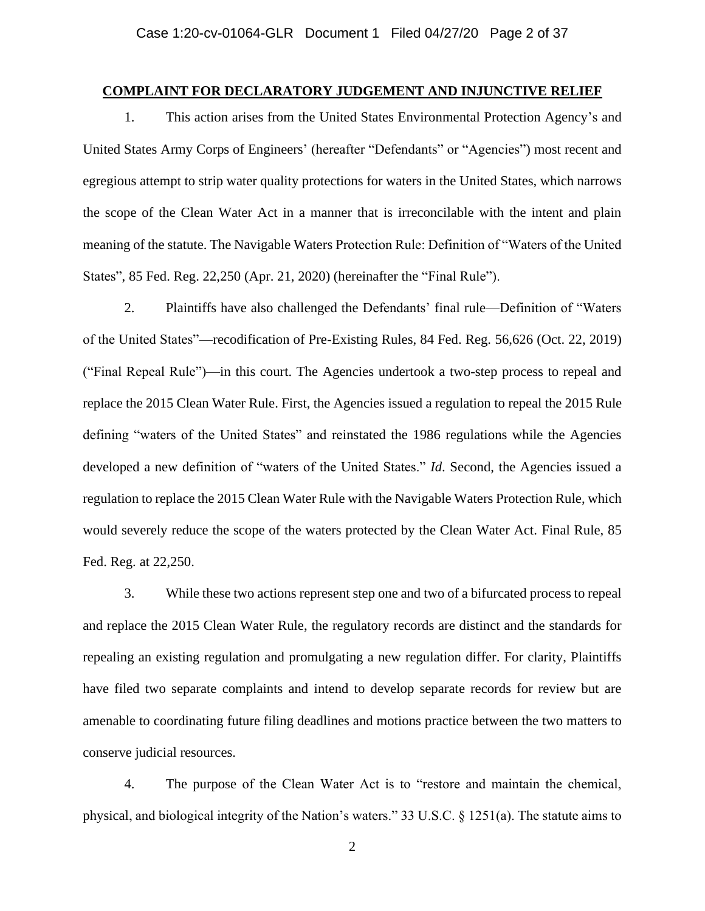## COMPLAINT FOR DECLARATORY JUDGEMENT AND INJUNCTIVE RELIEF

1. This action arises from the United States Environmental Protection Agency's and United States Army Corps of Engineers' (hereafter "Defendants" or "Agencies") most recent and egregious attempt to strip water quality protections for waters in the United States, which narrows the scope of the Clean Water Act in a manner that is irreconcilable with the intent and plain meaning of the statute. The Navigable Waters Protection Rule: Definition of "Waters of the United States", 85 Fed. Reg. 22,250 (Apr. 21, 2020) (hereinafter the "Final Rule").

2. Plaintiffs have also challenged the Defendants' final rule—Definition of "Waters of the United States"—recodification of Pre-Existing Rules, 84 Fed. Reg. 56,626 (Oct. 22, 2019) ("Final Repeal Rule")—in this court. The Agencies undertook a two-step process to repeal and replace the 2015 Clean Water Rule. First, the Agencies issued a regulation to repeal the 2015 Rule defining "waters of the United States" and reinstated the 1986 regulations while the Agencies developed a new definition of "waters of the United States." *Id*. Second, the Agencies issued a regulation to replace the 2015 Clean Water Rule with the Navigable Waters Protection Rule, which would severely reduce the scope of the waters protected by the Clean Water Act. Final Rule, 85 Fed. Reg. at 22,250.

3. While these two actions represent step one and two of a bifurcated process to repeal and replace the 2015 Clean Water Rule, the regulatory records are distinct and the standards for repealing an existing regulation and promulgating a new regulation differ. For clarity, Plaintiffs have filed two separate complaints and intend to develop separate records for review but are amenable to coordinating future filing deadlines and motions practice between the two matters to conserve judicial resources.

4. The purpose of the Clean Water Act is to "restore and maintain the chemical, physical, and biological integrity of the Nation's waters." 33 U.S.C. § 1251(a). The statute aims to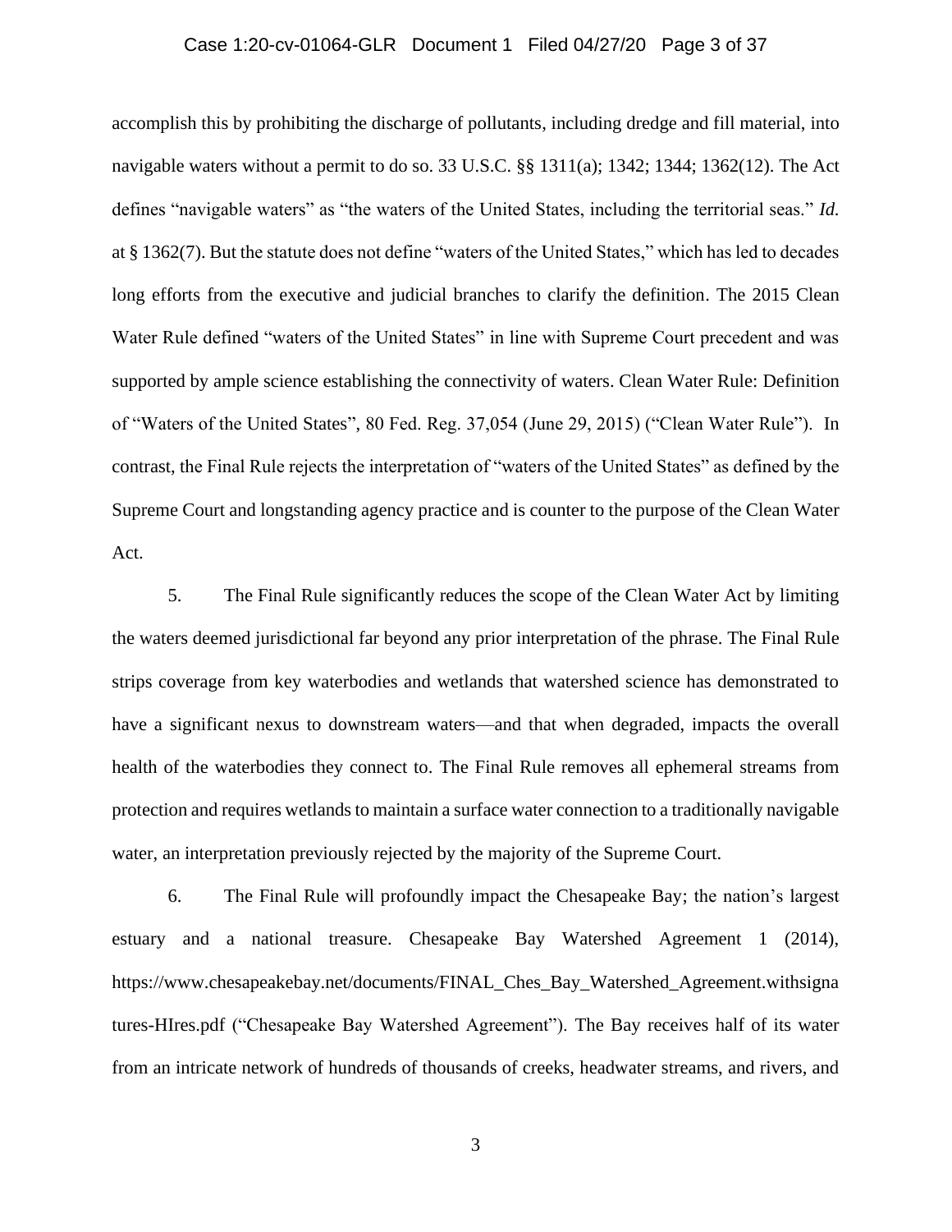accomplish this by prohibiting the discharge of pollutants, including dredge and fill material, into navigable waters without a permit to do so. 33 U.S.C. §§ 1311(a); 1342; 1344; 1362(12). The Act defines "navigable waters" as "the waters of the United States, including the territorial seas." *Id.* at § 1362(7). But the statute does not define "waters of the United States," which has led to decades long efforts from the executive and judicial branches to clarify the definition. The 2015 Clean Water Rule defined "waters of the United States" in line with Supreme Court precedent and was supported by ample science establishing the connectivity of waters. Clean Water Rule: Definition of "Waters of the United States", 80 Fed. Reg. 37,054 (June 29, 2015) ("Clean Water Rule"). In contrast, the Final Rule rejects the interpretation of "waters of the United States" as defined by the Supreme Court and longstanding agency practice and is counter to the purpose of the Clean Water Act.

5. The Final Rule significantly reduces the scope of the Clean Water Act by limiting the waters deemed jurisdictional far beyond any prior interpretation of the phrase. The Final Rule strips coverage from key waterbodies and wetlands that watershed science has demonstrated to have a significant nexus to downstream waters—and that when degraded, impacts the overall health of the waterbodies they connect to. The Final Rule removes all ephemeral streams from protection and requires wetlands to maintain a surface water connection to a traditionally navigable water, an interpretation previously rejected by the majority of the Supreme Court.

6. The Final Rule will profoundly impact the Chesapeake Bay; the nation's largest estuary and a national treasure. Chesapeake Bay Watershed Agreement 1 (2014), https://www.chesapeakebay.net/documents/FINAL_Ches_Bay_Watershed_Agreement.withsignatures-HIres.pdf ("Chesapeake Bay Watershed Agreement"). The Bay receives half of its water from an intricate network of hundreds of thousands of creeks, headwater streams, and rivers, and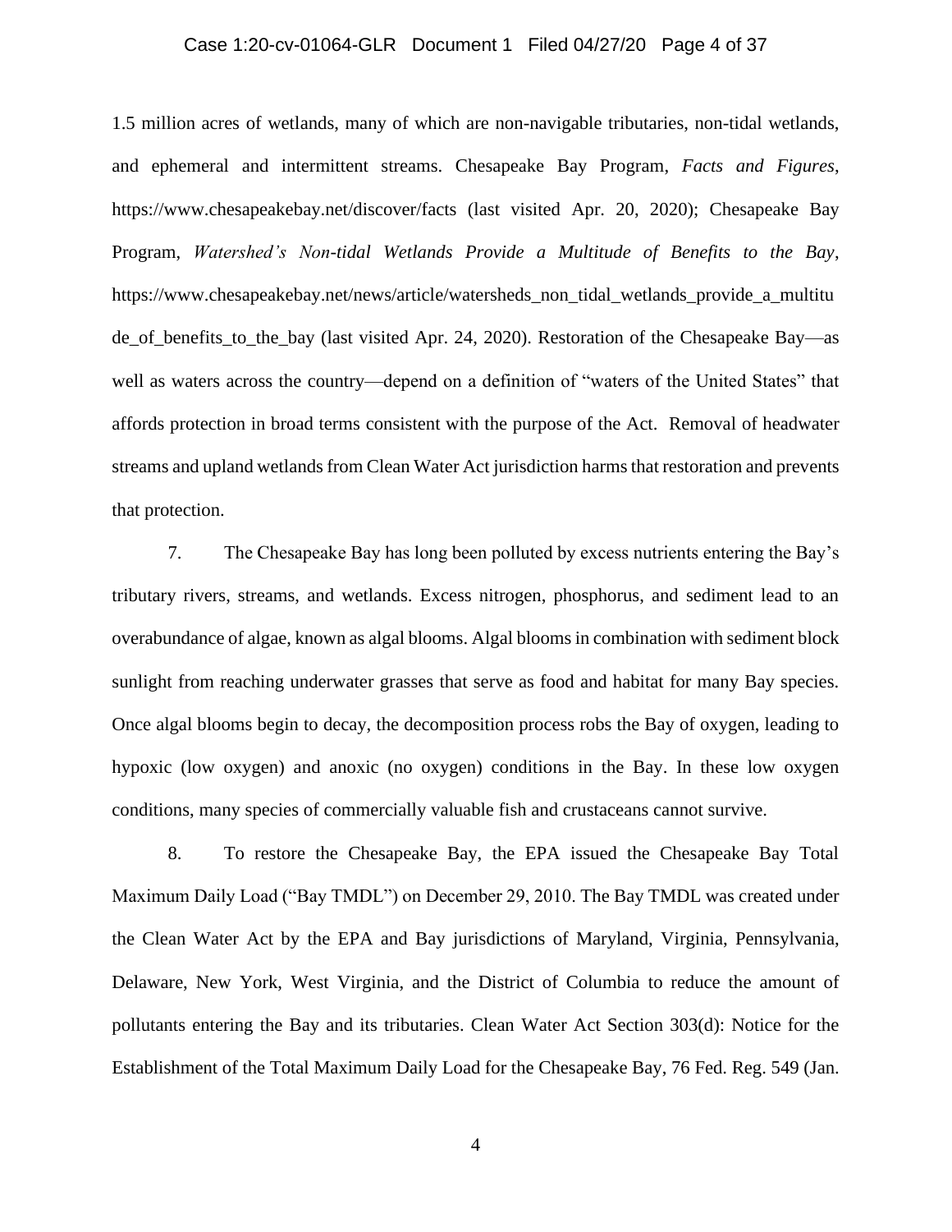1.5 million acres of wetlands, many of which are non-navigable tributaries, non-tidal wetlands, and ephemeral and intermittent streams. Chesapeake Bay Program, *Facts and Figures*, https://www.chesapeakebay.net/discover/facts (last visited Apr. 20, 2020); Chesapeake Bay Program, *Watershed's Non-tidal Wetlands Provide a Multitude of Benefits to the Bay*, https://www.chesapeakebay.net/news/article/watersheds_non_tidal_wetlands_provide_a_multitude_of_benefits_to_the_bay (last visited Apr. 24, 2020). Restoration of the Chesapeake Bay—as well as waters across the country—depend on a definition of "waters of the United States" that affords protection in broad terms consistent with the purpose of the Act. Removal of headwater streams and upland wetlands from Clean Water Act jurisdiction harms that restoration and prevents that protection.

7. The Chesapeake Bay has long been polluted by excess nutrients entering the Bay's tributary rivers, streams, and wetlands. Excess nitrogen, phosphorus, and sediment lead to an overabundance of algae, known as algal blooms. Algal blooms in combination with sediment block sunlight from reaching underwater grasses that serve as food and habitat for many Bay species. Once algal blooms begin to decay, the decomposition process robs the Bay of oxygen, leading to hypoxic (low oxygen) and anoxic (no oxygen) conditions in the Bay. In these low oxygen conditions, many species of commercially valuable fish and crustaceans cannot survive.

8. To restore the Chesapeake Bay, the EPA issued the Chesapeake Bay Total Maximum Daily Load ("Bay TMDL") on December 29, 2010. The Bay TMDL was created under the Clean Water Act by the EPA and Bay jurisdictions of Maryland, Virginia, Pennsylvania, Delaware, New York, West Virginia, and the District of Columbia to reduce the amount of pollutants entering the Bay and its tributaries. Clean Water Act Section 303(d): Notice for the Establishment of the Total Maximum Daily Load for the Chesapeake Bay, 76 Fed. Reg. 549 (Jan.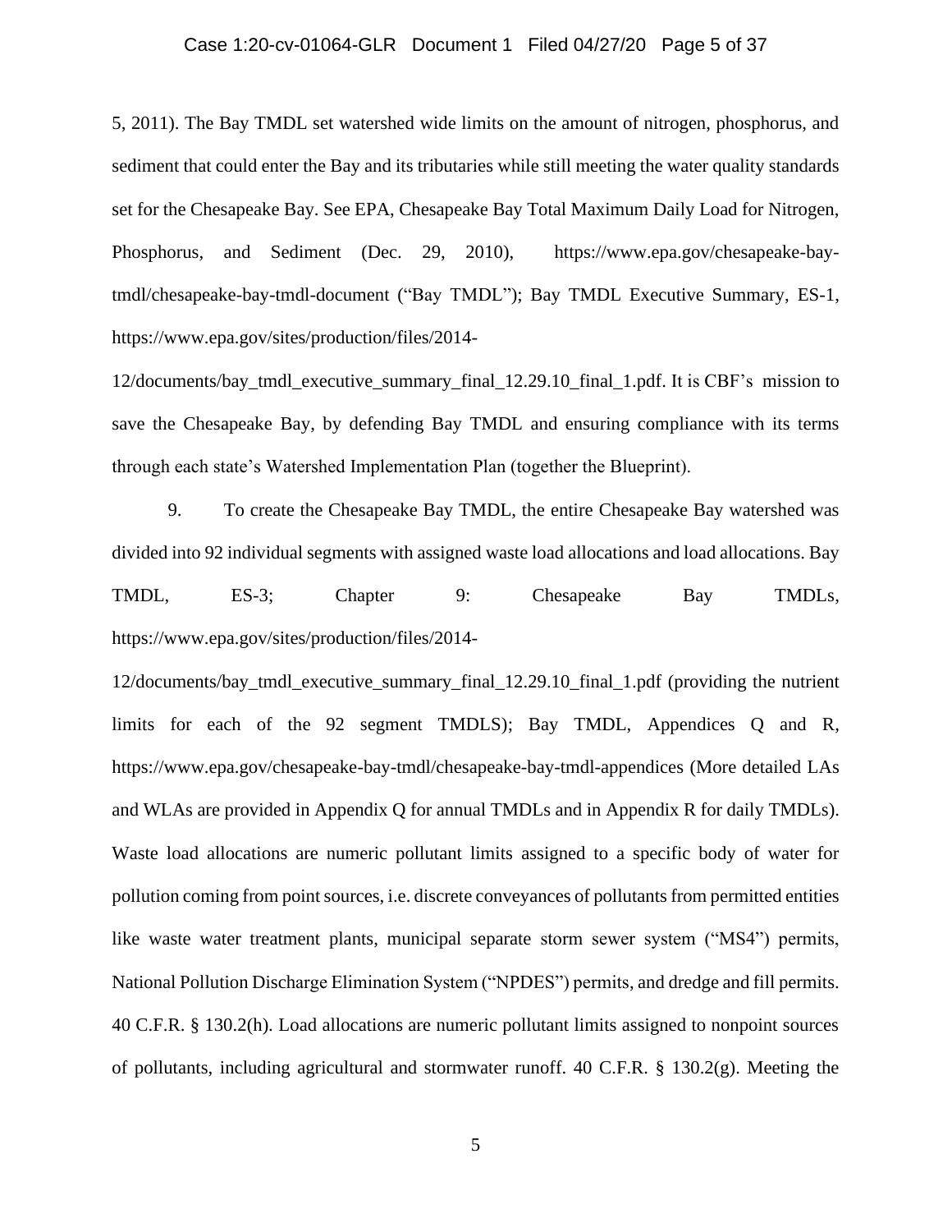5, 2011). The Bay TMDL set watershed wide limits on the amount of nitrogen, phosphorus, and sediment that could enter the Bay and its tributaries while still meeting the water quality standards set for the Chesapeake Bay. See EPA, Chesapeake Bay Total Maximum Daily Load for Nitrogen, Phosphorus, and Sediment (Dec. 29, 2010), https://www.epa.gov/chesapeake-bay-tmdl/chesapeake-bay-tmdl-document ("Bay TMDL"); Bay TMDL Executive Summary, ES-1, https://www.epa.gov/sites/production/files/2014-12/documents/bay_tmdl_executive_summary_final_12.29.10_final_1.pdf. It is CBF's mission to save the Chesapeake Bay, by defending Bay TMDL and ensuring compliance with its terms through each state's Watershed Implementation Plan (together the Blueprint).

9. To create the Chesapeake Bay TMDL, the entire Chesapeake Bay watershed was divided into 92 individual segments with assigned waste load allocations and load allocations. Bay TMDL, ES-3; Chapter 9: Chesapeake Bay TMDLs, https://www.epa.gov/sites/production/files/2014-12/documents/bay_tmdl_executive_summary_final_12.29.10_final_1.pdf (providing the nutrient limits for each of the 92 segment TMDLS); Bay TMDL, Appendices Q and R, https://www.epa.gov/chesapeake-bay-tmdl/chesapeake-bay-tmdl-appendices (More detailed LAs and WLAs are provided in Appendix Q for annual TMDLs and in Appendix R for daily TMDLs). Waste load allocations are numeric pollutant limits assigned to a specific body of water for pollution coming from point sources, i.e. discrete conveyances of pollutants from permitted entities like waste water treatment plants, municipal separate storm sewer system ("MS4") permits, National Pollution Discharge Elimination System ("NPDES") permits, and dredge and fill permits. 40 C.F.R. § 130.2(h). Load allocations are numeric pollutant limits assigned to nonpoint sources of pollutants, including agricultural and stormwater runoff. 40 C.F.R. § 130.2(g). Meeting the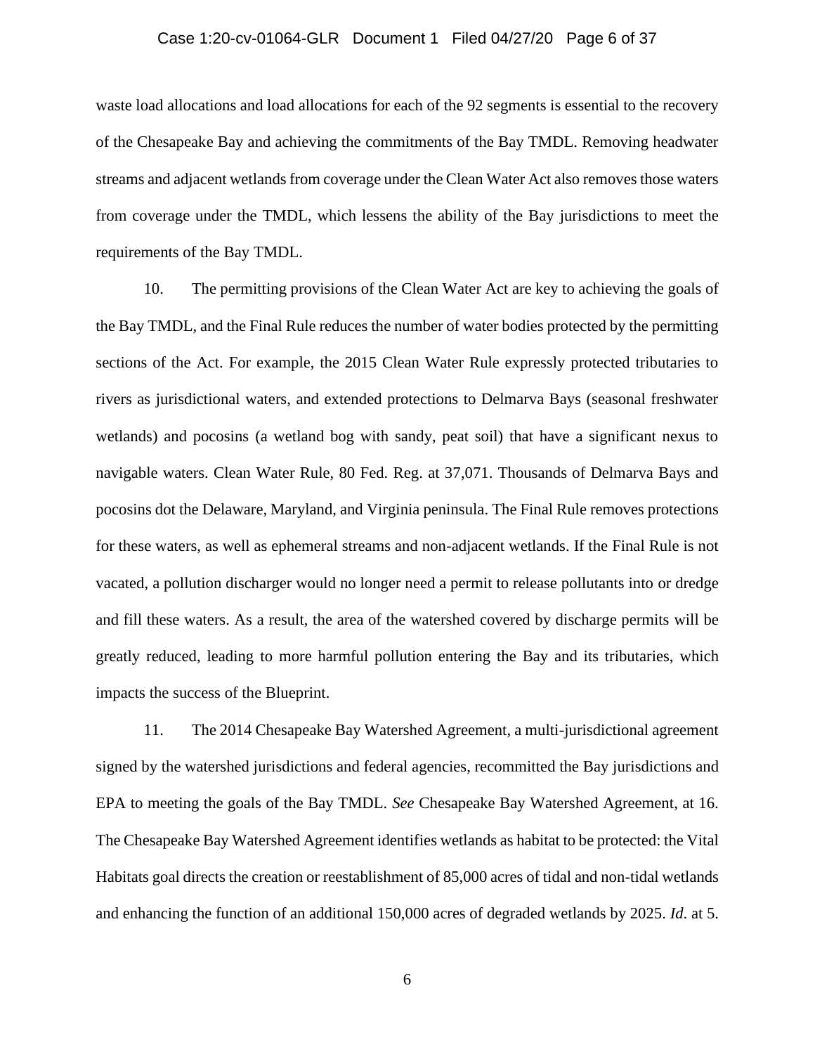waste load allocations and load allocations for each of the 92 segments is essential to the recovery of the Chesapeake Bay and achieving the commitments of the Bay TMDL. Removing headwater streams and adjacent wetlands from coverage under the Clean Water Act also removes those waters from coverage under the TMDL, which lessens the ability of the Bay jurisdictions to meet the requirements of the Bay TMDL.

10. The permitting provisions of the Clean Water Act are key to achieving the goals of the Bay TMDL, and the Final Rule reduces the number of water bodies protected by the permitting sections of the Act. For example, the 2015 Clean Water Rule expressly protected tributaries to rivers as jurisdictional waters, and extended protections to Delmarva Bays (seasonal freshwater wetlands) and pocosins (a wetland bog with sandy, peat soil) that have a significant nexus to navigable waters. Clean Water Rule, 80 Fed. Reg. at 37,071. Thousands of Delmarva Bays and pocosins dot the Delaware, Maryland, and Virginia peninsula. The Final Rule removes protections for these waters, as well as ephemeral streams and non-adjacent wetlands. If the Final Rule is not vacated, a pollution discharger would no longer need a permit to release pollutants into or dredge and fill these waters. As a result, the area of the watershed covered by discharge permits will be greatly reduced, leading to more harmful pollution entering the Bay and its tributaries, which impacts the success of the Blueprint.

11. The 2014 Chesapeake Bay Watershed Agreement, a multi-jurisdictional agreement signed by the watershed jurisdictions and federal agencies, recommitted the Bay jurisdictions and EPA to meeting the goals of the Bay TMDL. *See* Chesapeake Bay Watershed Agreement, at 16. The Chesapeake Bay Watershed Agreement identifies wetlands as habitat to be protected: the Vital Habitats goal directs the creation or reestablishment of 85,000 acres of tidal and non-tidal wetlands and enhancing the function of an additional 150,000 acres of degraded wetlands by 2025. *Id*. at 5.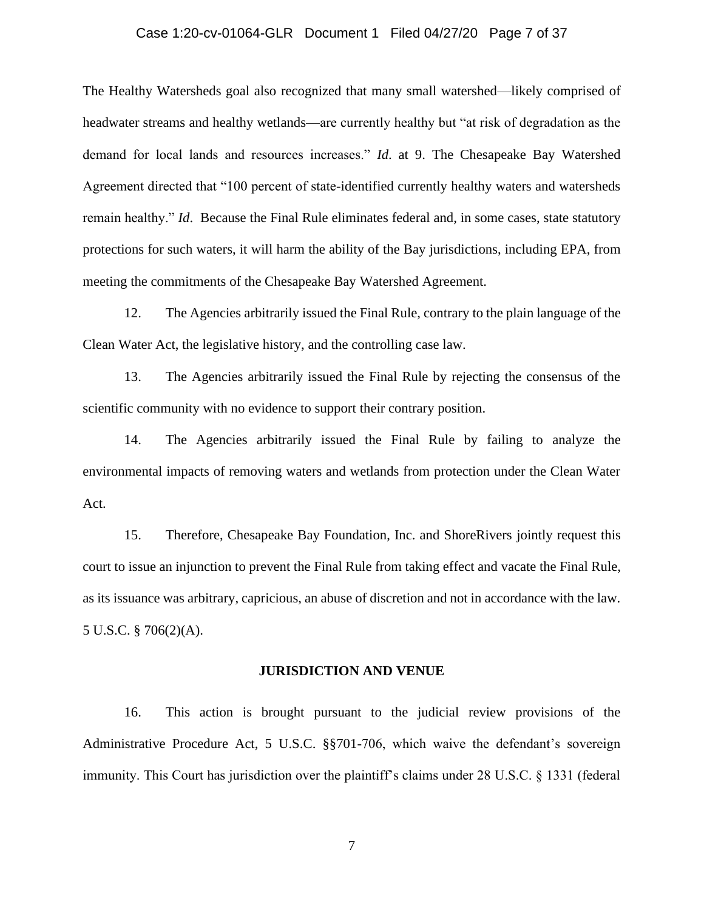The Healthy Watersheds goal also recognized that many small watershed—likely comprised of headwater streams and healthy wetlands—are currently healthy but "at risk of degradation as the demand for local lands and resources increases." *Id*. at 9. The Chesapeake Bay Watershed Agreement directed that "100 percent of state-identified currently healthy waters and watersheds remain healthy." *Id*. Because the Final Rule eliminates federal and, in some cases, state statutory protections for such waters, it will harm the ability of the Bay jurisdictions, including EPA, from meeting the commitments of the Chesapeake Bay Watershed Agreement.

12. The Agencies arbitrarily issued the Final Rule, contrary to the plain language of the Clean Water Act, the legislative history, and the controlling case law.

13. The Agencies arbitrarily issued the Final Rule by rejecting the consensus of the scientific community with no evidence to support their contrary position.

14. The Agencies arbitrarily issued the Final Rule by failing to analyze the environmental impacts of removing waters and wetlands from protection under the Clean Water Act.

15. Therefore, Chesapeake Bay Foundation, Inc. and ShoreRivers jointly request this court to issue an injunction to prevent the Final Rule from taking effect and vacate the Final Rule, as its issuance was arbitrary, capricious, an abuse of discretion and not in accordance with the law. 5 U.S.C. § 706(2)(A).

## JURISDICTION AND VENUE

16. This action is brought pursuant to the judicial review provisions of the Administrative Procedure Act, 5 U.S.C. §§701-706, which waive the defendant's sovereign immunity. This Court has jurisdiction over the plaintiff's claims under 28 U.S.C. § 1331 (federal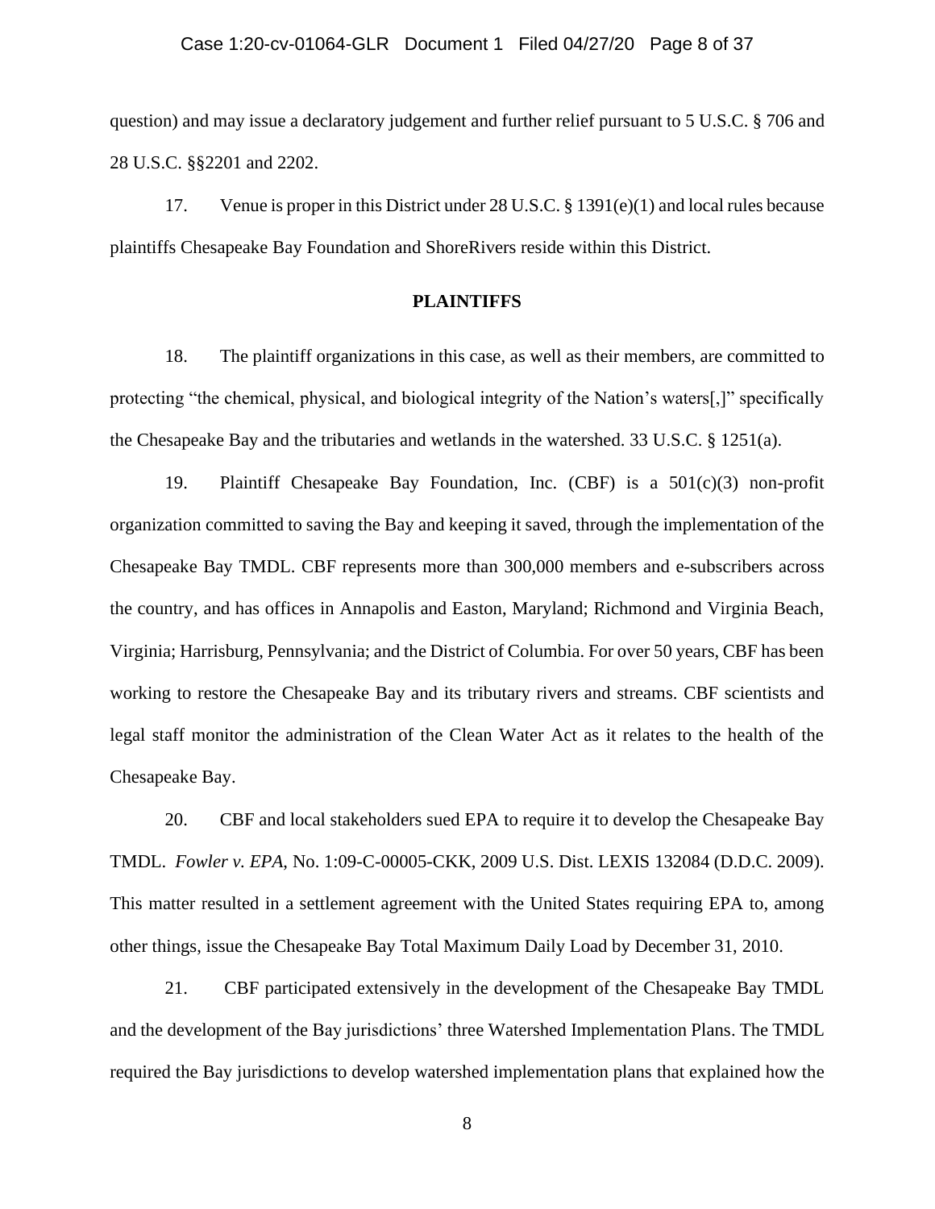question) and may issue a declaratory judgement and further relief pursuant to 5 U.S.C. § 706 and 28 U.S.C. §§2201 and 2202.

17. Venue is proper in this District under 28 U.S.C. § 1391(e)(1) and local rules because plaintiffs Chesapeake Bay Foundation and ShoreRivers reside within this District.

## PLAINTIFFS

18. The plaintiff organizations in this case, as well as their members, are committed to protecting "the chemical, physical, and biological integrity of the Nation's waters[,]" specifically the Chesapeake Bay and the tributaries and wetlands in the watershed. 33 U.S.C. § 1251(a).

19. Plaintiff Chesapeake Bay Foundation, Inc. (CBF) is a 501(c)(3) non-profit organization committed to saving the Bay and keeping it saved, through the implementation of the Chesapeake Bay TMDL. CBF represents more than 300,000 members and e-subscribers across the country, and has offices in Annapolis and Easton, Maryland; Richmond and Virginia Beach, Virginia; Harrisburg, Pennsylvania; and the District of Columbia. For over 50 years, CBF has been working to restore the Chesapeake Bay and its tributary rivers and streams. CBF scientists and legal staff monitor the administration of the Clean Water Act as it relates to the health of the Chesapeake Bay.

20. CBF and local stakeholders sued EPA to require it to develop the Chesapeake Bay TMDL. *Fowler v. EPA*, No. 1:09-C-00005-CKK, 2009 U.S. Dist. LEXIS 132084 (D.D.C. 2009). This matter resulted in a settlement agreement with the United States requiring EPA to, among other things, issue the Chesapeake Bay Total Maximum Daily Load by December 31, 2010.

21. CBF participated extensively in the development of the Chesapeake Bay TMDL and the development of the Bay jurisdictions' three Watershed Implementation Plans. The TMDL required the Bay jurisdictions to develop watershed implementation plans that explained how the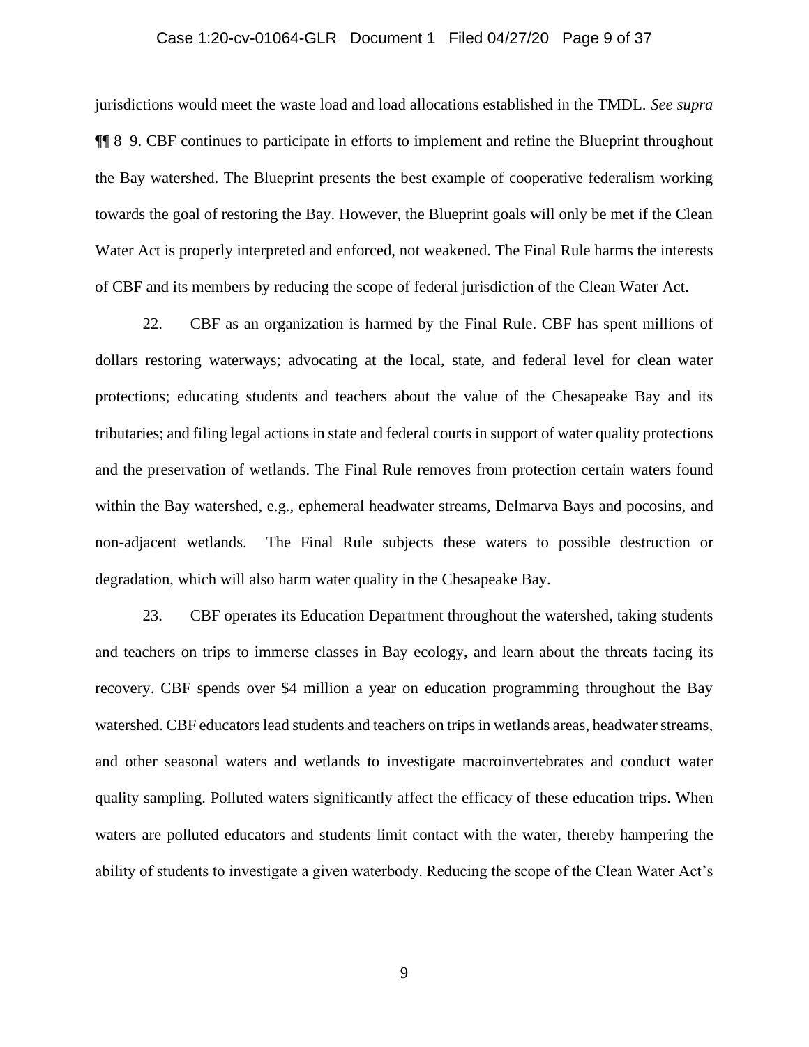jurisdictions would meet the waste load and load allocations established in the TMDL. *See supra* ¶¶ 8–9. CBF continues to participate in efforts to implement and refine the Blueprint throughout the Bay watershed. The Blueprint presents the best example of cooperative federalism working towards the goal of restoring the Bay. However, the Blueprint goals will only be met if the Clean Water Act is properly interpreted and enforced, not weakened. The Final Rule harms the interests of CBF and its members by reducing the scope of federal jurisdiction of the Clean Water Act.

22. CBF as an organization is harmed by the Final Rule. CBF has spent millions of dollars restoring waterways; advocating at the local, state, and federal level for clean water protections; educating students and teachers about the value of the Chesapeake Bay and its tributaries; and filing legal actions in state and federal courts in support of water quality protections and the preservation of wetlands. The Final Rule removes from protection certain waters found within the Bay watershed, e.g., ephemeral headwater streams, Delmarva Bays and pocosins, and non-adjacent wetlands. The Final Rule subjects these waters to possible destruction or degradation, which will also harm water quality in the Chesapeake Bay.

23. CBF operates its Education Department throughout the watershed, taking students and teachers on trips to immerse classes in Bay ecology, and learn about the threats facing its recovery. CBF spends over $4 million a year on education programming throughout the Bay watershed. CBF educators lead students and teachers on trips in wetlands areas, headwater streams, and other seasonal waters and wetlands to investigate macroinvertebrates and conduct water quality sampling. Polluted waters significantly affect the efficacy of these education trips. When waters are polluted educators and students limit contact with the water, thereby hampering the ability of students to investigate a given waterbody. Reducing the scope of the Clean Water Act's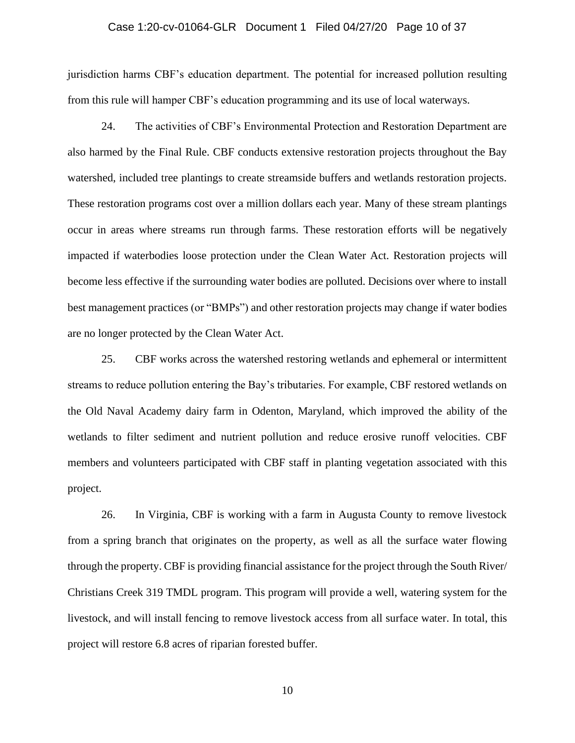jurisdiction harms CBF's education department. The potential for increased pollution resulting from this rule will hamper CBF's education programming and its use of local waterways.

24. The activities of CBF's Environmental Protection and Restoration Department are also harmed by the Final Rule. CBF conducts extensive restoration projects throughout the Bay watershed, included tree plantings to create streamside buffers and wetlands restoration projects. These restoration programs cost over a million dollars each year. Many of these stream plantings occur in areas where streams run through farms. These restoration efforts will be negatively impacted if waterbodies loose protection under the Clean Water Act. Restoration projects will become less effective if the surrounding water bodies are polluted. Decisions over where to install best management practices (or "BMPs") and other restoration projects may change if water bodies are no longer protected by the Clean Water Act.

25. CBF works across the watershed restoring wetlands and ephemeral or intermittent streams to reduce pollution entering the Bay's tributaries. For example, CBF restored wetlands on the Old Naval Academy dairy farm in Odenton, Maryland, which improved the ability of the wetlands to filter sediment and nutrient pollution and reduce erosive runoff velocities. CBF members and volunteers participated with CBF staff in planting vegetation associated with this project.

26. In Virginia, CBF is working with a farm in Augusta County to remove livestock from a spring branch that originates on the property, as well as all the surface water flowing through the property. CBF is providing financial assistance for the project through the South River/ Christians Creek 319 TMDL program. This program will provide a well, watering system for the livestock, and will install fencing to remove livestock access from all surface water. In total, this project will restore 6.8 acres of riparian forested buffer.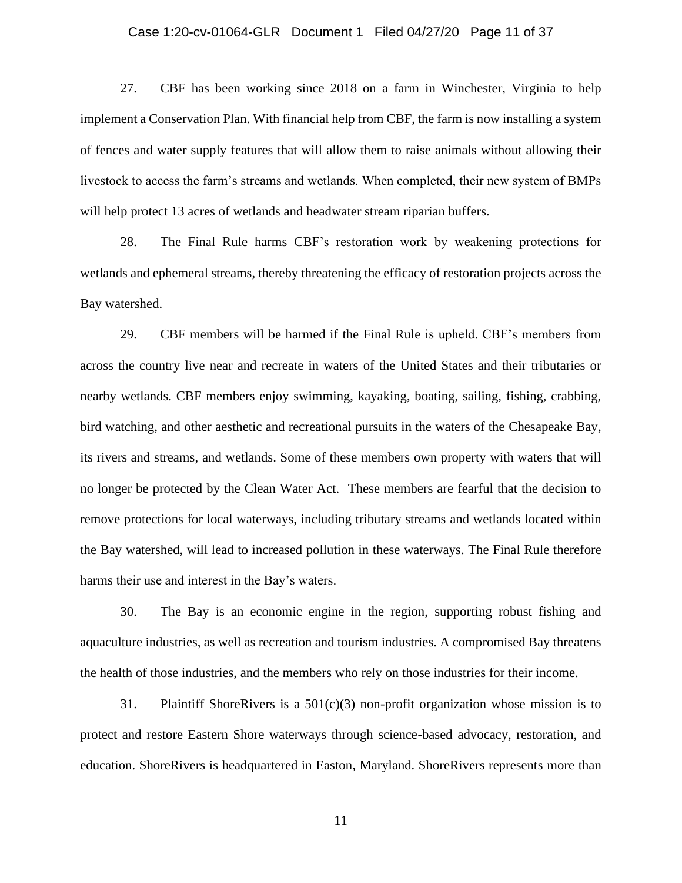27. CBF has been working since 2018 on a farm in Winchester, Virginia to help implement a Conservation Plan. With financial help from CBF, the farm is now installing a system of fences and water supply features that will allow them to raise animals without allowing their livestock to access the farm's streams and wetlands. When completed, their new system of BMPs will help protect 13 acres of wetlands and headwater stream riparian buffers.

28. The Final Rule harms CBF's restoration work by weakening protections for wetlands and ephemeral streams, thereby threatening the efficacy of restoration projects across the Bay watershed.

29. CBF members will be harmed if the Final Rule is upheld. CBF's members from across the country live near and recreate in waters of the United States and their tributaries or nearby wetlands. CBF members enjoy swimming, kayaking, boating, sailing, fishing, crabbing, bird watching, and other aesthetic and recreational pursuits in the waters of the Chesapeake Bay, its rivers and streams, and wetlands. Some of these members own property with waters that will no longer be protected by the Clean Water Act. These members are fearful that the decision to remove protections for local waterways, including tributary streams and wetlands located within the Bay watershed, will lead to increased pollution in these waterways. The Final Rule therefore harms their use and interest in the Bay's waters.

30. The Bay is an economic engine in the region, supporting robust fishing and aquaculture industries, as well as recreation and tourism industries. A compromised Bay threatens the health of those industries, and the members who rely on those industries for their income.

31. Plaintiff ShoreRivers is a 501(c)(3) non-profit organization whose mission is to protect and restore Eastern Shore waterways through science-based advocacy, restoration, and education. ShoreRivers is headquartered in Easton, Maryland. ShoreRivers represents more than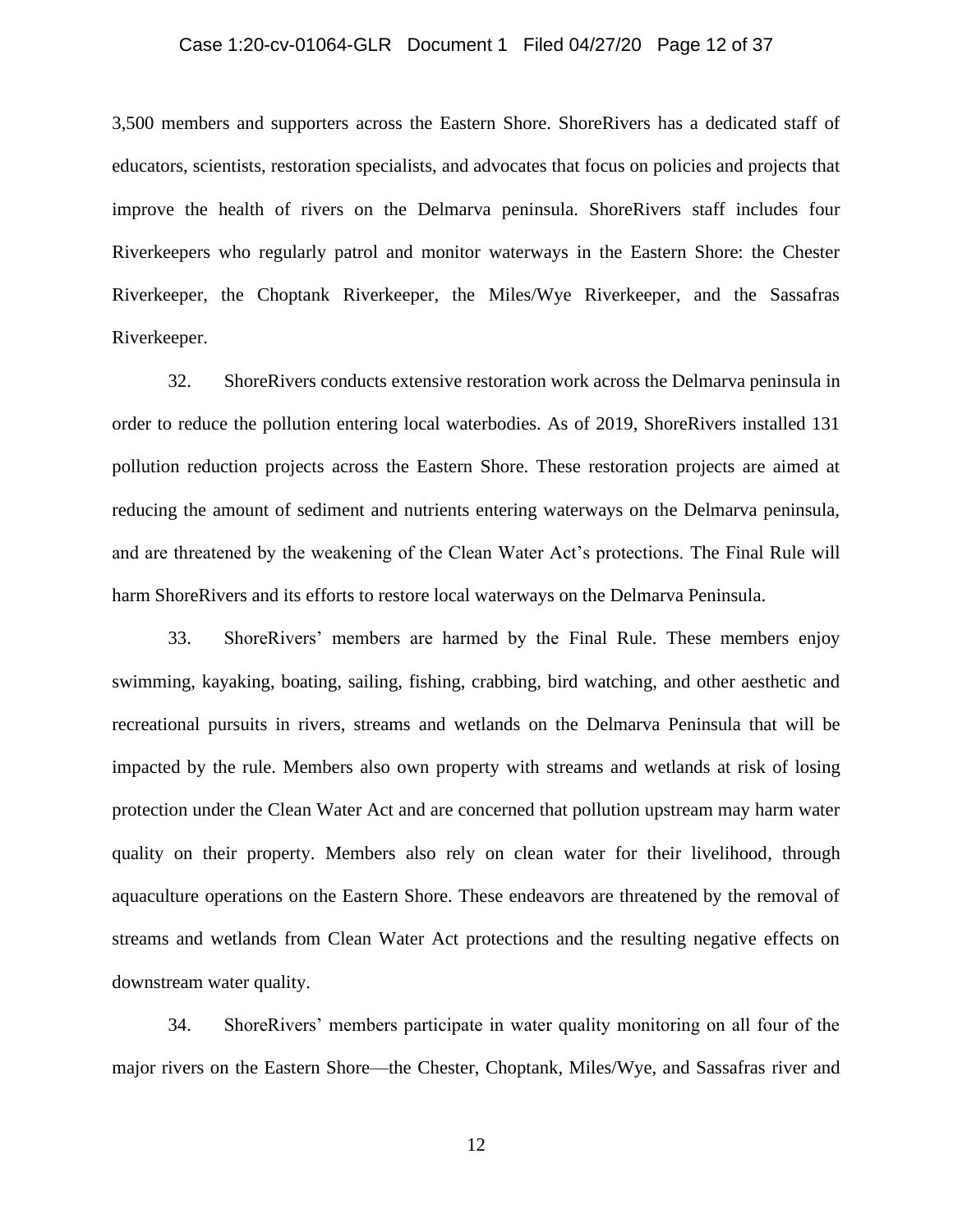3,500 members and supporters across the Eastern Shore. ShoreRivers has a dedicated staff of educators, scientists, restoration specialists, and advocates that focus on policies and projects that improve the health of rivers on the Delmarva peninsula. ShoreRivers staff includes four Riverkeepers who regularly patrol and monitor waterways in the Eastern Shore: the Chester Riverkeeper, the Choptank Riverkeeper, the Miles/Wye Riverkeeper, and the Sassafras Riverkeeper.

32. ShoreRivers conducts extensive restoration work across the Delmarva peninsula in order to reduce the pollution entering local waterbodies. As of 2019, ShoreRivers installed 131 pollution reduction projects across the Eastern Shore. These restoration projects are aimed at reducing the amount of sediment and nutrients entering waterways on the Delmarva peninsula, and are threatened by the weakening of the Clean Water Act's protections. The Final Rule will harm ShoreRivers and its efforts to restore local waterways on the Delmarva Peninsula.

33. ShoreRivers' members are harmed by the Final Rule. These members enjoy swimming, kayaking, boating, sailing, fishing, crabbing, bird watching, and other aesthetic and recreational pursuits in rivers, streams and wetlands on the Delmarva Peninsula that will be impacted by the rule. Members also own property with streams and wetlands at risk of losing protection under the Clean Water Act and are concerned that pollution upstream may harm water quality on their property. Members also rely on clean water for their livelihood, through aquaculture operations on the Eastern Shore. These endeavors are threatened by the removal of streams and wetlands from Clean Water Act protections and the resulting negative effects on downstream water quality.

34. ShoreRivers' members participate in water quality monitoring on all four of the major rivers on the Eastern Shore—the Chester, Choptank, Miles/Wye, and Sassafras river and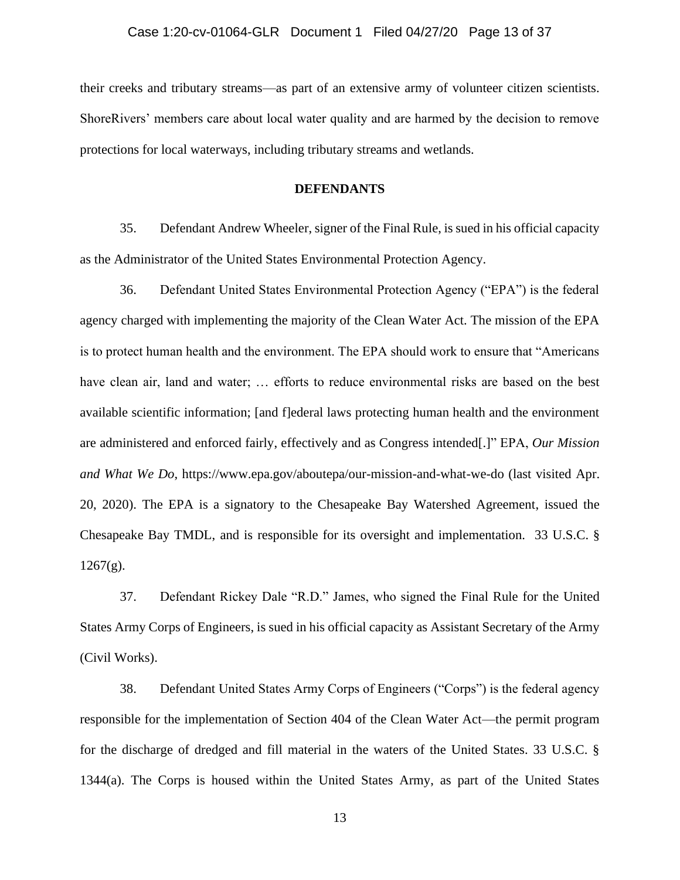their creeks and tributary streams—as part of an extensive army of volunteer citizen scientists. ShoreRivers' members care about local water quality and are harmed by the decision to remove protections for local waterways, including tributary streams and wetlands.

## DEFENDANTS

35. Defendant Andrew Wheeler, signer of the Final Rule, is sued in his official capacity as the Administrator of the United States Environmental Protection Agency.

36. Defendant United States Environmental Protection Agency ("EPA") is the federal agency charged with implementing the majority of the Clean Water Act. The mission of the EPA is to protect human health and the environment. The EPA should work to ensure that "Americans have clean air, land and water; … efforts to reduce environmental risks are based on the best available scientific information; [and f]ederal laws protecting human health and the environment are administered and enforced fairly, effectively and as Congress intended[.]" EPA, *Our Mission and What We Do*, https://www.epa.gov/aboutepa/our-mission-and-what-we-do (last visited Apr. 20, 2020). The EPA is a signatory to the Chesapeake Bay Watershed Agreement, issued the Chesapeake Bay TMDL, and is responsible for its oversight and implementation. 33 U.S.C. § 1267(g).

37. Defendant Rickey Dale "R.D." James, who signed the Final Rule for the United States Army Corps of Engineers, is sued in his official capacity as Assistant Secretary of the Army (Civil Works).

38. Defendant United States Army Corps of Engineers ("Corps") is the federal agency responsible for the implementation of Section 404 of the Clean Water Act—the permit program for the discharge of dredged and fill material in the waters of the United States. 33 U.S.C. § 1344(a). The Corps is housed within the United States Army, as part of the United States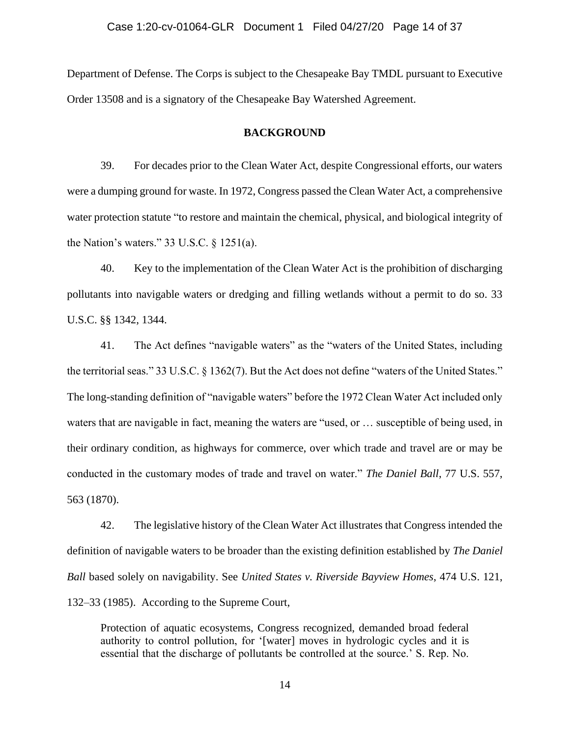Department of Defense. The Corps is subject to the Chesapeake Bay TMDL pursuant to Executive Order 13508 and is a signatory of the Chesapeake Bay Watershed Agreement.

## BACKGROUND

39. For decades prior to the Clean Water Act, despite Congressional efforts, our waters were a dumping ground for waste. In 1972, Congress passed the Clean Water Act, a comprehensive water protection statute "to restore and maintain the chemical, physical, and biological integrity of the Nation's waters." 33 U.S.C. § 1251(a).

40. Key to the implementation of the Clean Water Act is the prohibition of discharging pollutants into navigable waters or dredging and filling wetlands without a permit to do so. 33 U.S.C. §§ 1342, 1344.

41. The Act defines "navigable waters" as the "waters of the United States, including the territorial seas." 33 U.S.C. § 1362(7). But the Act does not define "waters of the United States." The long-standing definition of "navigable waters" before the 1972 Clean Water Act included only waters that are navigable in fact, meaning the waters are "used, or … susceptible of being used, in their ordinary condition, as highways for commerce, over which trade and travel are or may be conducted in the customary modes of trade and travel on water." *The Daniel Ball*, 77 U.S. 557, 563 (1870).

42. The legislative history of the Clean Water Act illustrates that Congress intended the definition of navigable waters to be broader than the existing definition established by *The Daniel Ball* based solely on navigability. See *United States v. Riverside Bayview Homes*, 474 U.S. 121, 132–33 (1985). According to the Supreme Court,

> Protection of aquatic ecosystems, Congress recognized, demanded broad federal authority to control pollution, for '[water] moves in hydrologic cycles and it is essential that the discharge of pollutants be controlled at the source.' S. Rep. No.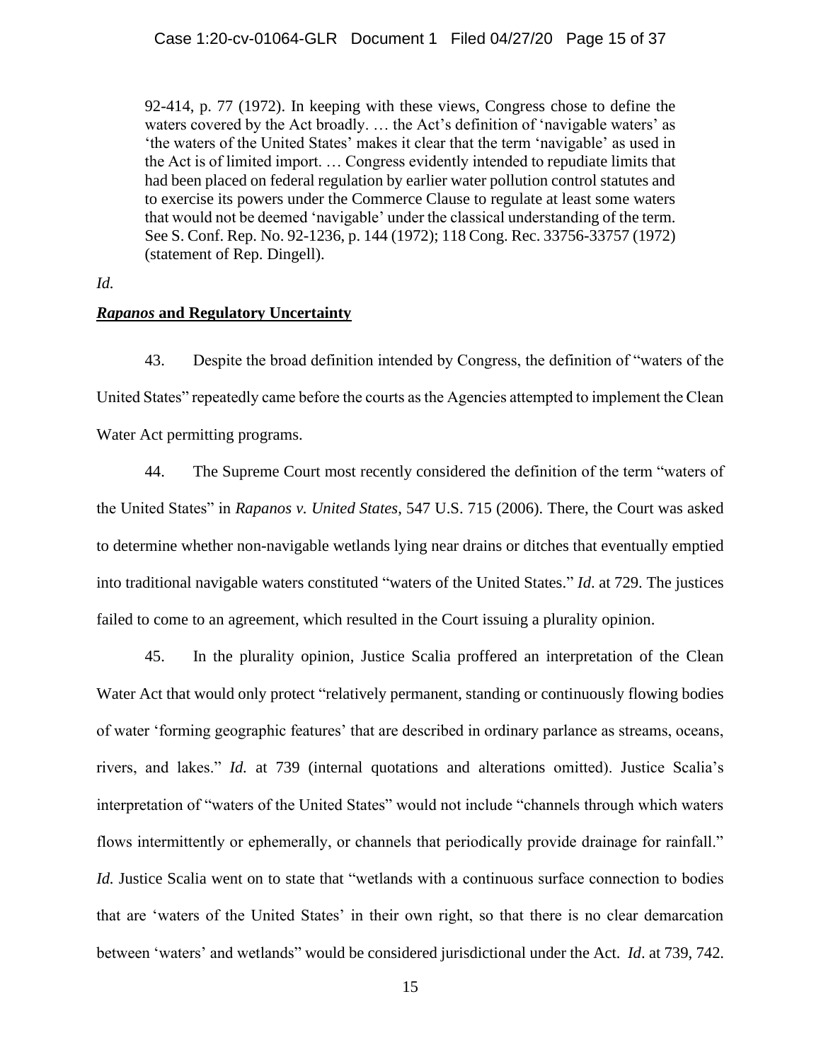92-414, p. 77 (1972). In keeping with these views, Congress chose to define the waters covered by the Act broadly. … the Act's definition of 'navigable waters' as 'the waters of the United States' makes it clear that the term 'navigable' as used in the Act is of limited import. … Congress evidently intended to repudiate limits that had been placed on federal regulation by earlier water pollution control statutes and to exercise its powers under the Commerce Clause to regulate at least some waters that would not be deemed 'navigable' under the classical understanding of the term. See S. Conf. Rep. No. 92-1236, p. 144 (1972); 118 Cong. Rec. 33756-33757 (1972) (statement of Rep. Dingell).

*Id.*

***Rapanos* and Regulatory Uncertainty**

43. Despite the broad definition intended by Congress, the definition of "waters of the United States" repeatedly came before the courts as the Agencies attempted to implement the Clean Water Act permitting programs.

44. The Supreme Court most recently considered the definition of the term "waters of the United States" in *Rapanos v. United States*, 547 U.S. 715 (2006). There, the Court was asked to determine whether non-navigable wetlands lying near drains or ditches that eventually emptied into traditional navigable waters constituted "waters of the United States." *Id*. at 729. The justices failed to come to an agreement, which resulted in the Court issuing a plurality opinion.

45. In the plurality opinion, Justice Scalia proffered an interpretation of the Clean Water Act that would only protect "relatively permanent, standing or continuously flowing bodies of water 'forming geographic features' that are described in ordinary parlance as streams, oceans, rivers, and lakes." *Id.* at 739 (internal quotations and alterations omitted). Justice Scalia's interpretation of "waters of the United States" would not include "channels through which waters flows intermittently or ephemerally, or channels that periodically provide drainage for rainfall." *Id.* Justice Scalia went on to state that "wetlands with a continuous surface connection to bodies that are 'waters of the United States' in their own right, so that there is no clear demarcation between 'waters' and wetlands" would be considered jurisdictional under the Act. *Id*. at 739, 742.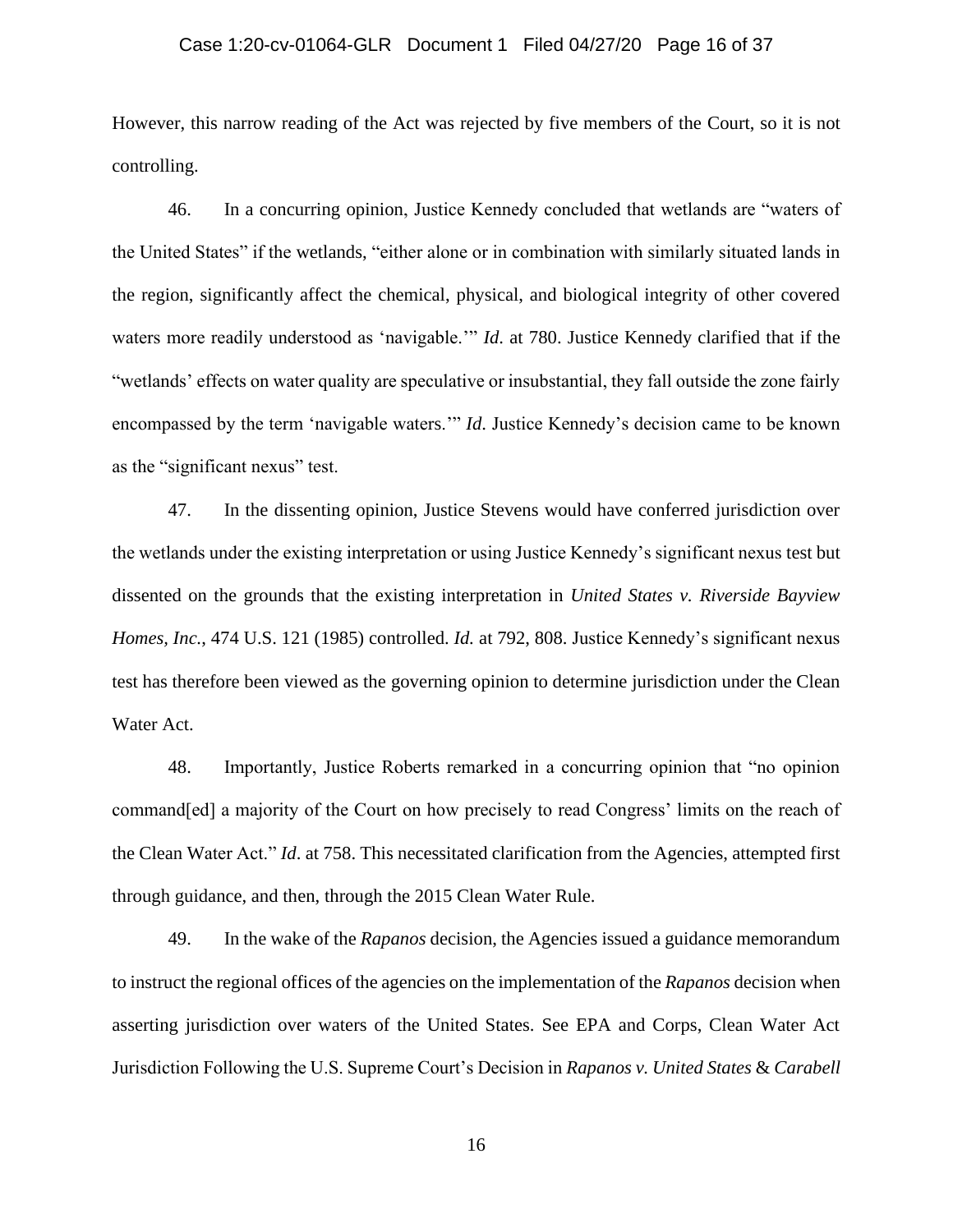However, this narrow reading of the Act was rejected by five members of the Court, so it is not controlling.

46. In a concurring opinion, Justice Kennedy concluded that wetlands are "waters of the United States" if the wetlands, "either alone or in combination with similarly situated lands in the region, significantly affect the chemical, physical, and biological integrity of other covered waters more readily understood as 'navigable.'" *Id*. at 780. Justice Kennedy clarified that if the "wetlands' effects on water quality are speculative or insubstantial, they fall outside the zone fairly encompassed by the term 'navigable waters.'" *Id*. Justice Kennedy's decision came to be known as the "significant nexus" test.

47. In the dissenting opinion, Justice Stevens would have conferred jurisdiction over the wetlands under the existing interpretation or using Justice Kennedy's significant nexus test but dissented on the grounds that the existing interpretation in *United States v. Riverside Bayview Homes, Inc.*, 474 U.S. 121 (1985) controlled. *Id.* at 792, 808. Justice Kennedy's significant nexus test has therefore been viewed as the governing opinion to determine jurisdiction under the Clean Water Act.

48. Importantly, Justice Roberts remarked in a concurring opinion that "no opinion command[ed] a majority of the Court on how precisely to read Congress' limits on the reach of the Clean Water Act." *Id*. at 758. This necessitated clarification from the Agencies, attempted first through guidance, and then, through the 2015 Clean Water Rule.

49. In the wake of the *Rapanos* decision, the Agencies issued a guidance memorandum to instruct the regional offices of the agencies on the implementation of the *Rapanos* decision when asserting jurisdiction over waters of the United States. See EPA and Corps, Clean Water Act Jurisdiction Following the U.S. Supreme Court's Decision in *Rapanos v. United States* & *Carabell*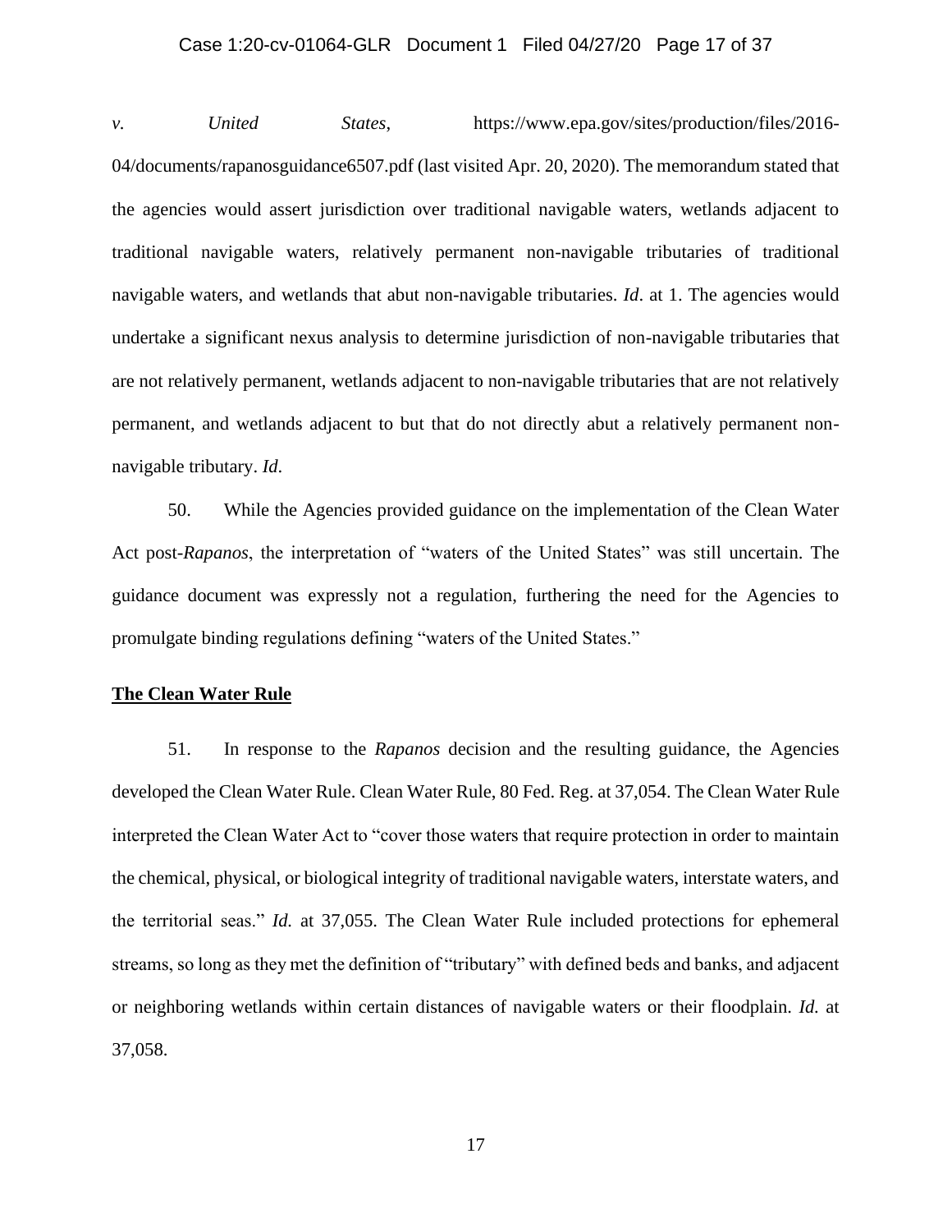*v. United States*, https://www.epa.gov/sites/production/files/2016-04/documents/rapanosguidance6507.pdf (last visited Apr. 20, 2020). The memorandum stated that the agencies would assert jurisdiction over traditional navigable waters, wetlands adjacent to traditional navigable waters, relatively permanent non-navigable tributaries of traditional navigable waters, and wetlands that abut non-navigable tributaries. *Id*. at 1. The agencies would undertake a significant nexus analysis to determine jurisdiction of non-navigable tributaries that are not relatively permanent, wetlands adjacent to non-navigable tributaries that are not relatively permanent, and wetlands adjacent to but that do not directly abut a relatively permanent non-navigable tributary. *Id.*

50. While the Agencies provided guidance on the implementation of the Clean Water Act post-*Rapanos*, the interpretation of "waters of the United States" was still uncertain. The guidance document was expressly not a regulation, furthering the need for the Agencies to promulgate binding regulations defining "waters of the United States."

**The Clean Water Rule**

51. In response to the *Rapanos* decision and the resulting guidance, the Agencies developed the Clean Water Rule. Clean Water Rule, 80 Fed. Reg. at 37,054. The Clean Water Rule interpreted the Clean Water Act to "cover those waters that require protection in order to maintain the chemical, physical, or biological integrity of traditional navigable waters, interstate waters, and the territorial seas." *Id.* at 37,055. The Clean Water Rule included protections for ephemeral streams, so long as they met the definition of "tributary" with defined beds and banks, and adjacent or neighboring wetlands within certain distances of navigable waters or their floodplain. *Id.* at 37,058.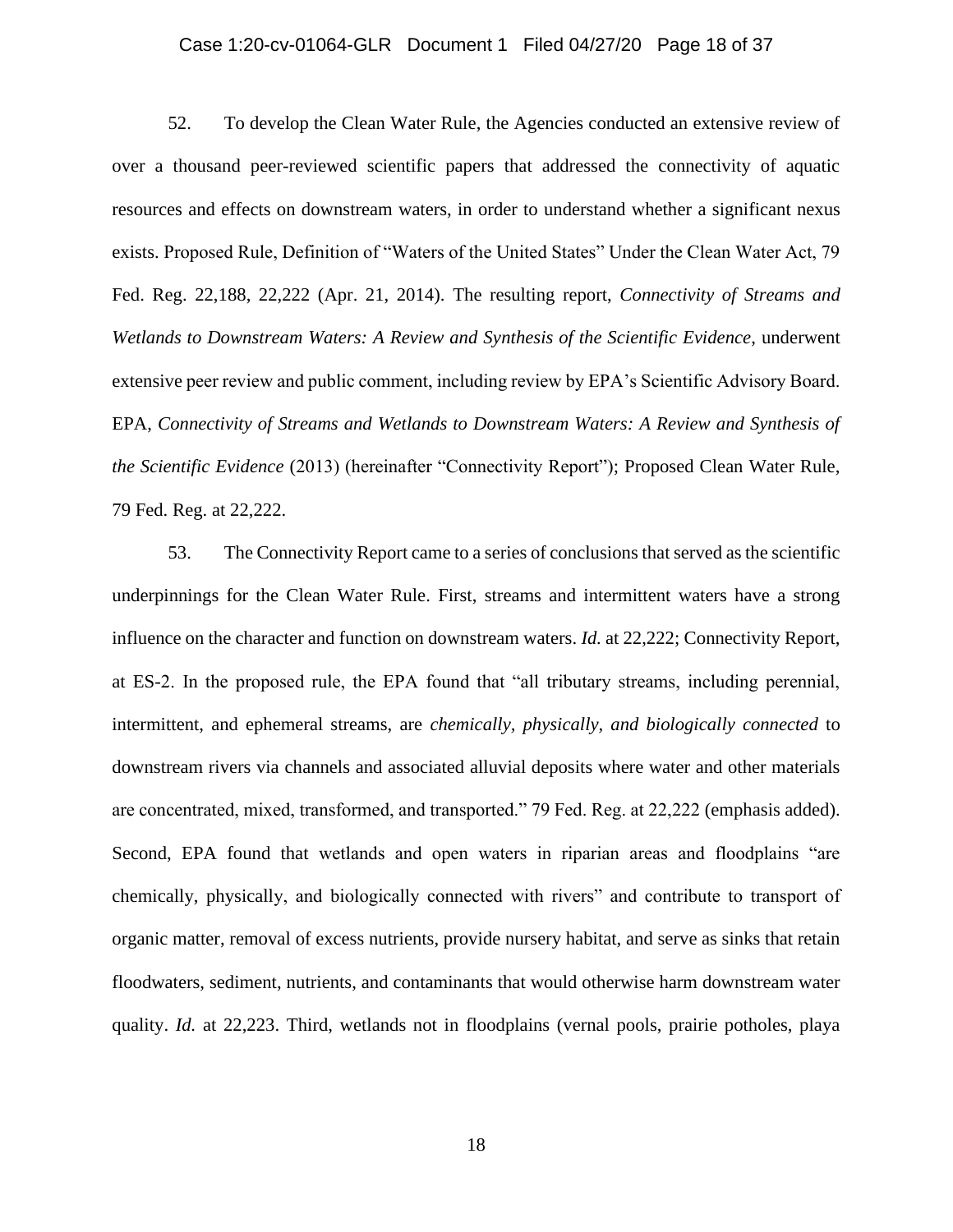52. To develop the Clean Water Rule, the Agencies conducted an extensive review of over a thousand peer-reviewed scientific papers that addressed the connectivity of aquatic resources and effects on downstream waters, in order to understand whether a significant nexus exists. Proposed Rule, Definition of "Waters of the United States" Under the Clean Water Act, 79 Fed. Reg. 22,188, 22,222 (Apr. 21, 2014). The resulting report, *Connectivity of Streams and Wetlands to Downstream Waters: A Review and Synthesis of the Scientific Evidence*, underwent extensive peer review and public comment, including review by EPA's Scientific Advisory Board. EPA, *Connectivity of Streams and Wetlands to Downstream Waters: A Review and Synthesis of the Scientific Evidence* (2013) (hereinafter "Connectivity Report"); Proposed Clean Water Rule, 79 Fed. Reg. at 22,222.

53. The Connectivity Report came to a series of conclusions that served as the scientific underpinnings for the Clean Water Rule. First, streams and intermittent waters have a strong influence on the character and function on downstream waters. *Id.* at 22,222; Connectivity Report, at ES-2. In the proposed rule, the EPA found that "all tributary streams, including perennial, intermittent, and ephemeral streams, are *chemically, physically, and biologically connected* to downstream rivers via channels and associated alluvial deposits where water and other materials are concentrated, mixed, transformed, and transported." 79 Fed. Reg. at 22,222 (emphasis added). Second, EPA found that wetlands and open waters in riparian areas and floodplains "are chemically, physically, and biologically connected with rivers" and contribute to transport of organic matter, removal of excess nutrients, provide nursery habitat, and serve as sinks that retain floodwaters, sediment, nutrients, and contaminants that would otherwise harm downstream water quality. *Id.* at 22,223. Third, wetlands not in floodplains (vernal pools, prairie potholes, playa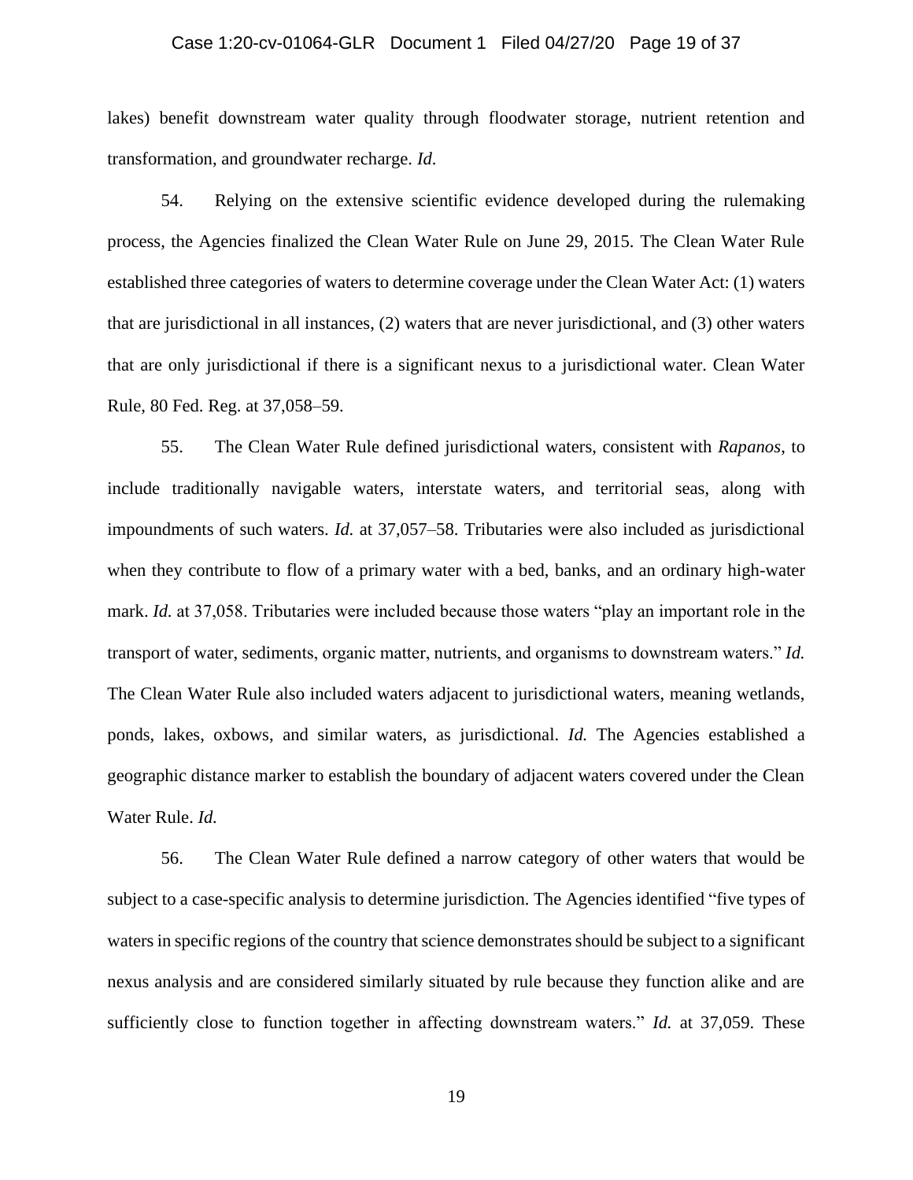lakes) benefit downstream water quality through floodwater storage, nutrient retention and transformation, and groundwater recharge. *Id*.

54. Relying on the extensive scientific evidence developed during the rulemaking process, the Agencies finalized the Clean Water Rule on June 29, 2015. The Clean Water Rule established three categories of waters to determine coverage under the Clean Water Act: (1) waters that are jurisdictional in all instances, (2) waters that are never jurisdictional, and (3) other waters that are only jurisdictional if there is a significant nexus to a jurisdictional water. Clean Water Rule, 80 Fed. Reg. at 37,058–59.

55. The Clean Water Rule defined jurisdictional waters, consistent with *Rapanos*, to include traditionally navigable waters, interstate waters, and territorial seas, along with impoundments of such waters. *Id.* at 37,057–58. Tributaries were also included as jurisdictional when they contribute to flow of a primary water with a bed, banks, and an ordinary high-water mark. *Id.* at 37,058. Tributaries were included because those waters "play an important role in the transport of water, sediments, organic matter, nutrients, and organisms to downstream waters." *Id.* The Clean Water Rule also included waters adjacent to jurisdictional waters, meaning wetlands, ponds, lakes, oxbows, and similar waters, as jurisdictional. *Id.* The Agencies established a geographic distance marker to establish the boundary of adjacent waters covered under the Clean Water Rule. *Id.*

56. The Clean Water Rule defined a narrow category of other waters that would be subject to a case-specific analysis to determine jurisdiction. The Agencies identified "five types of waters in specific regions of the country that science demonstrates should be subject to a significant nexus analysis and are considered similarly situated by rule because they function alike and are sufficiently close to function together in affecting downstream waters." *Id.* at 37,059. These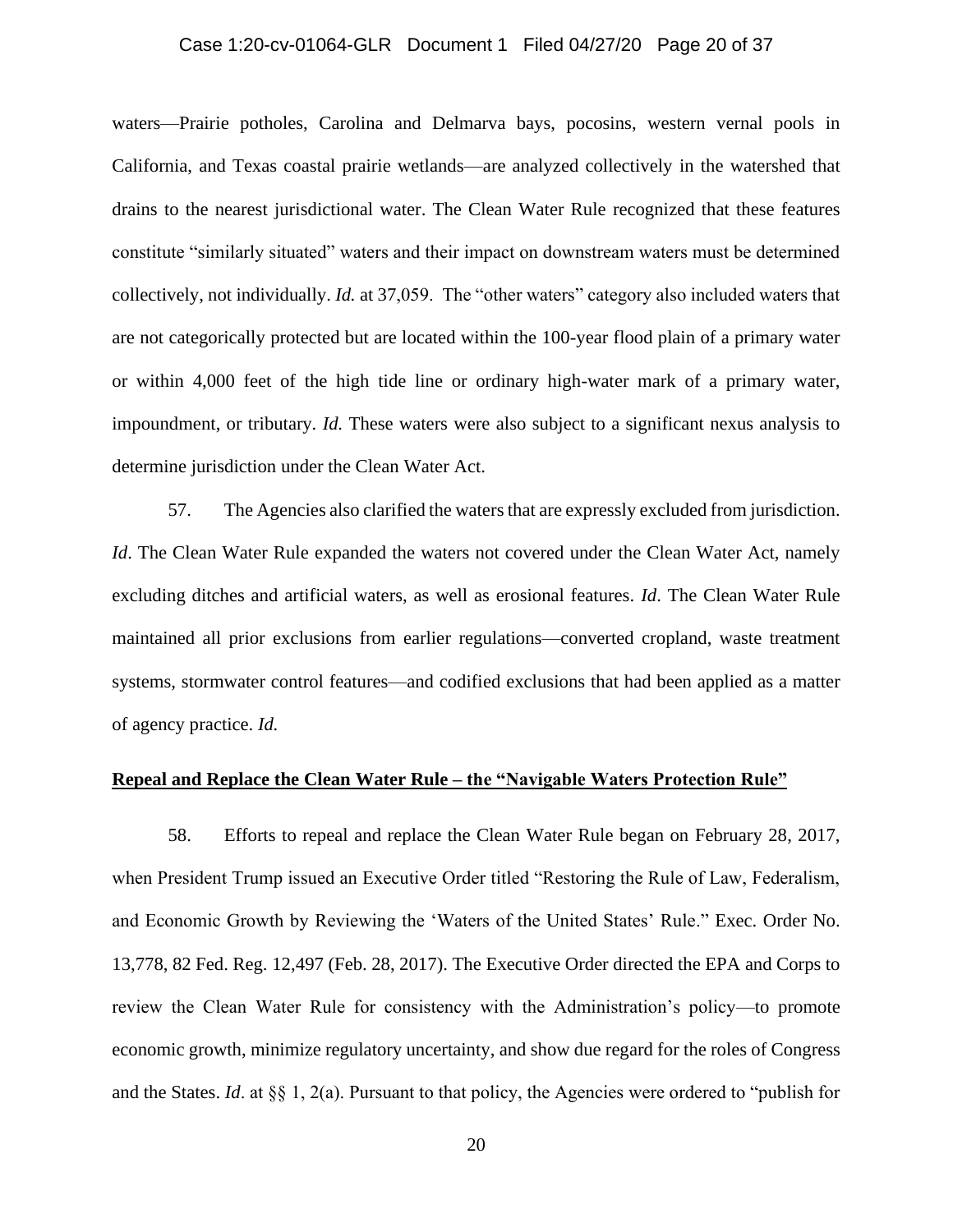waters—Prairie potholes, Carolina and Delmarva bays, pocosins, western vernal pools in California, and Texas coastal prairie wetlands—are analyzed collectively in the watershed that drains to the nearest jurisdictional water. The Clean Water Rule recognized that these features constitute "similarly situated" waters and their impact on downstream waters must be determined collectively, not individually. *Id.* at 37,059. The "other waters" category also included waters that are not categorically protected but are located within the 100-year flood plain of a primary water or within 4,000 feet of the high tide line or ordinary high-water mark of a primary water, impoundment, or tributary. *Id.* These waters were also subject to a significant nexus analysis to determine jurisdiction under the Clean Water Act.

57. The Agencies also clarified the waters that are expressly excluded from jurisdiction. *Id*. The Clean Water Rule expanded the waters not covered under the Clean Water Act, namely excluding ditches and artificial waters, as well as erosional features. *Id*. The Clean Water Rule maintained all prior exclusions from earlier regulations—converted cropland, waste treatment systems, stormwater control features—and codified exclusions that had been applied as a matter of agency practice. *Id.*

**Repeal and Replace the Clean Water Rule – the "Navigable Waters Protection Rule"**

58. Efforts to repeal and replace the Clean Water Rule began on February 28, 2017, when President Trump issued an Executive Order titled "Restoring the Rule of Law, Federalism, and Economic Growth by Reviewing the 'Waters of the United States' Rule." Exec. Order No. 13,778, 82 Fed. Reg. 12,497 (Feb. 28, 2017). The Executive Order directed the EPA and Corps to review the Clean Water Rule for consistency with the Administration's policy—to promote economic growth, minimize regulatory uncertainty, and show due regard for the roles of Congress and the States. *Id*. at §§ 1, 2(a). Pursuant to that policy, the Agencies were ordered to "publish for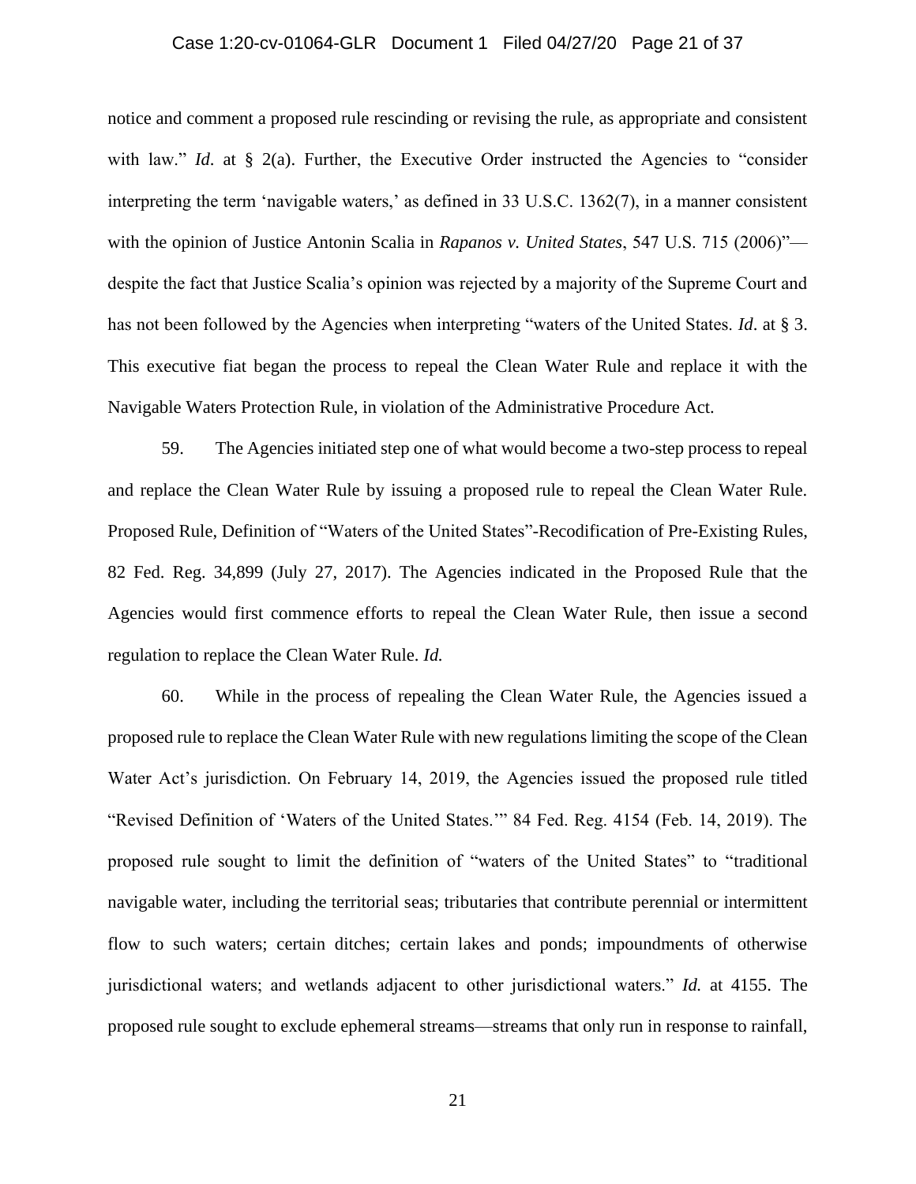notice and comment a proposed rule rescinding or revising the rule, as appropriate and consistent with law." *Id*. at § 2(a). Further, the Executive Order instructed the Agencies to "consider interpreting the term 'navigable waters,' as defined in 33 U.S.C. 1362(7), in a manner consistent with the opinion of Justice Antonin Scalia in *Rapanos v. United States*, 547 U.S. 715 (2006)"—despite the fact that Justice Scalia's opinion was rejected by a majority of the Supreme Court and has not been followed by the Agencies when interpreting "waters of the United States. *Id*. at § 3. This executive fiat began the process to repeal the Clean Water Rule and replace it with the Navigable Waters Protection Rule, in violation of the Administrative Procedure Act.

59. The Agencies initiated step one of what would become a two-step process to repeal and replace the Clean Water Rule by issuing a proposed rule to repeal the Clean Water Rule. Proposed Rule, Definition of "Waters of the United States"-Recodification of Pre-Existing Rules, 82 Fed. Reg. 34,899 (July 27, 2017). The Agencies indicated in the Proposed Rule that the Agencies would first commence efforts to repeal the Clean Water Rule, then issue a second regulation to replace the Clean Water Rule. *Id.*

60. While in the process of repealing the Clean Water Rule, the Agencies issued a proposed rule to replace the Clean Water Rule with new regulations limiting the scope of the Clean Water Act's jurisdiction. On February 14, 2019, the Agencies issued the proposed rule titled "Revised Definition of 'Waters of the United States.'" 84 Fed. Reg. 4154 (Feb. 14, 2019). The proposed rule sought to limit the definition of "waters of the United States" to "traditional navigable water, including the territorial seas; tributaries that contribute perennial or intermittent flow to such waters; certain ditches; certain lakes and ponds; impoundments of otherwise jurisdictional waters; and wetlands adjacent to other jurisdictional waters." *Id.* at 4155. The proposed rule sought to exclude ephemeral streams—streams that only run in response to rainfall,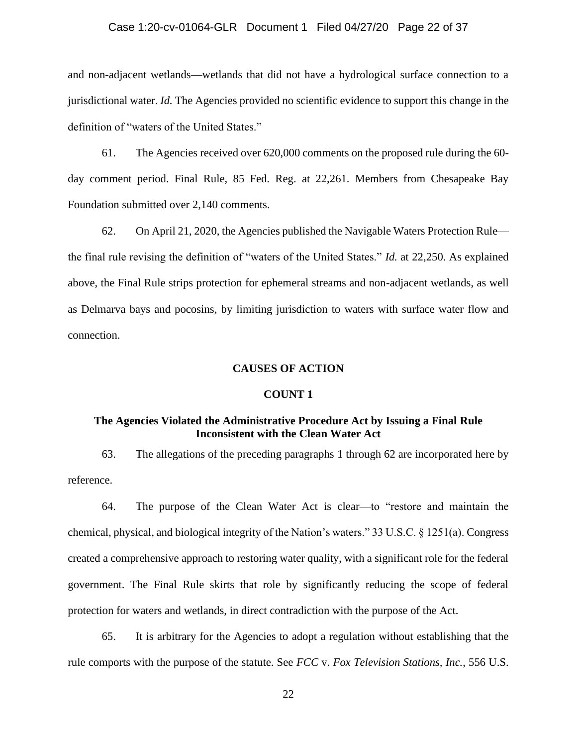and non-adjacent wetlands—wetlands that did not have a hydrological surface connection to a jurisdictional water. *Id.* The Agencies provided no scientific evidence to support this change in the definition of "waters of the United States."

61. The Agencies received over 620,000 comments on the proposed rule during the 60-day comment period. Final Rule, 85 Fed. Reg. at 22,261. Members from Chesapeake Bay Foundation submitted over 2,140 comments.

62. On April 21, 2020, the Agencies published the Navigable Waters Protection Rule—the final rule revising the definition of "waters of the United States." *Id.* at 22,250. As explained above, the Final Rule strips protection for ephemeral streams and non-adjacent wetlands, as well as Delmarva bays and pocosins, by limiting jurisdiction to waters with surface water flow and connection.

## CAUSES OF ACTION

### COUNT 1

### The Agencies Violated the Administrative Procedure Act by Issuing a Final Rule Inconsistent with the Clean Water Act

63. The allegations of the preceding paragraphs 1 through 62 are incorporated here by reference.

64. The purpose of the Clean Water Act is clear—to "restore and maintain the chemical, physical, and biological integrity of the Nation's waters." 33 U.S.C. § 1251(a). Congress created a comprehensive approach to restoring water quality, with a significant role for the federal government. The Final Rule skirts that role by significantly reducing the scope of federal protection for waters and wetlands, in direct contradiction with the purpose of the Act.

65. It is arbitrary for the Agencies to adopt a regulation without establishing that the rule comports with the purpose of the statute. See *FCC* v. *Fox Television Stations, Inc.*, 556 U.S.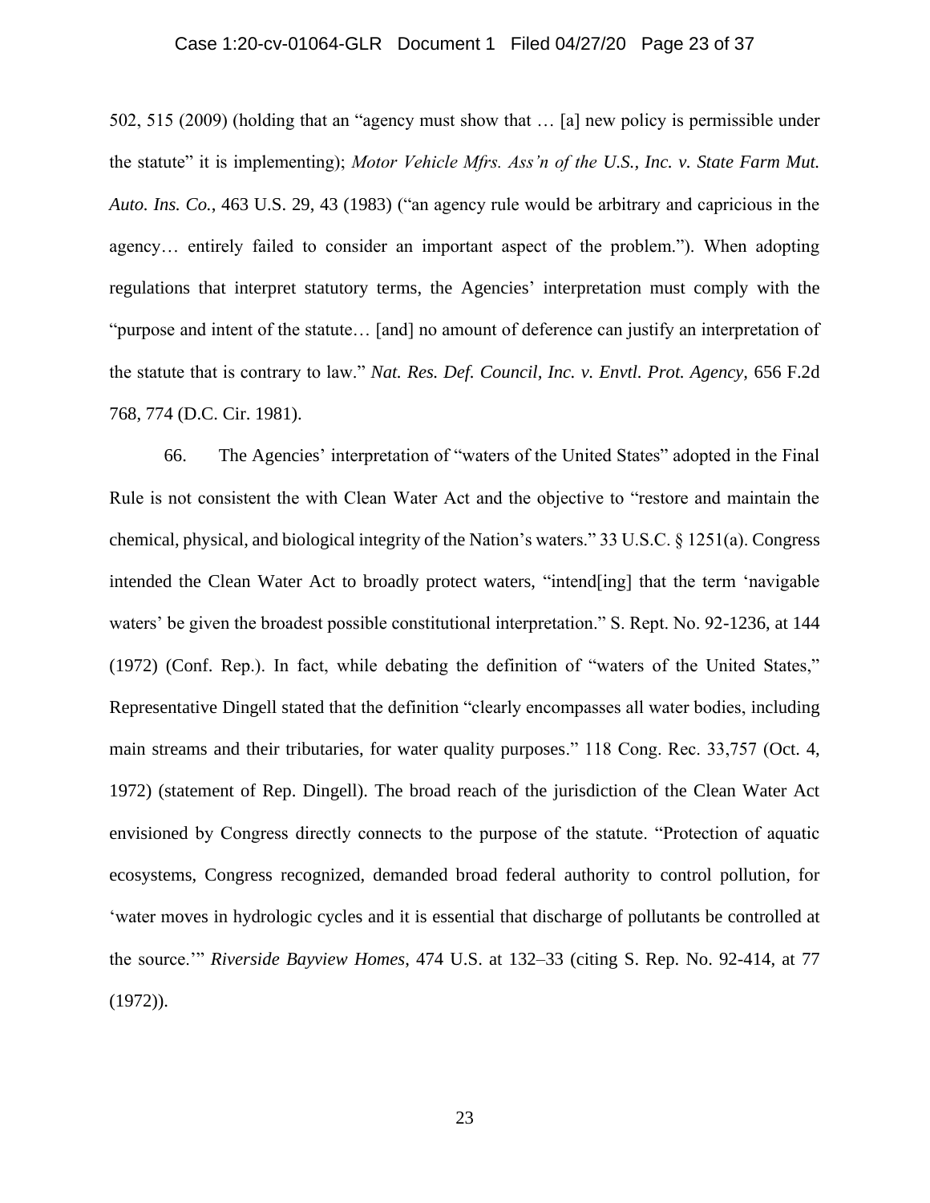502, 515 (2009) (holding that an "agency must show that … [a] new policy is permissible under the statute" it is implementing); *Motor Vehicle Mfrs. Ass'n of the U.S., Inc. v. State Farm Mut. Auto. Ins. Co.*, 463 U.S. 29, 43 (1983) ("an agency rule would be arbitrary and capricious in the agency… entirely failed to consider an important aspect of the problem."). When adopting regulations that interpret statutory terms, the Agencies' interpretation must comply with the "purpose and intent of the statute… [and] no amount of deference can justify an interpretation of the statute that is contrary to law." *Nat. Res. Def. Council, Inc. v. Envtl. Prot. Agency*, 656 F.2d 768, 774 (D.C. Cir. 1981).

66. The Agencies' interpretation of "waters of the United States" adopted in the Final Rule is not consistent the with Clean Water Act and the objective to "restore and maintain the chemical, physical, and biological integrity of the Nation's waters." 33 U.S.C. § 1251(a). Congress intended the Clean Water Act to broadly protect waters, "intend[ing] that the term 'navigable waters' be given the broadest possible constitutional interpretation." S. Rept. No. 92-1236, at 144 (1972) (Conf. Rep.). In fact, while debating the definition of "waters of the United States," Representative Dingell stated that the definition "clearly encompasses all water bodies, including main streams and their tributaries, for water quality purposes." 118 Cong. Rec. 33,757 (Oct. 4, 1972) (statement of Rep. Dingell). The broad reach of the jurisdiction of the Clean Water Act envisioned by Congress directly connects to the purpose of the statute. "Protection of aquatic ecosystems, Congress recognized, demanded broad federal authority to control pollution, for 'water moves in hydrologic cycles and it is essential that discharge of pollutants be controlled at the source.'" *Riverside Bayview Homes*, 474 U.S. at 132–33 (citing S. Rep. No. 92-414, at 77 (1972)).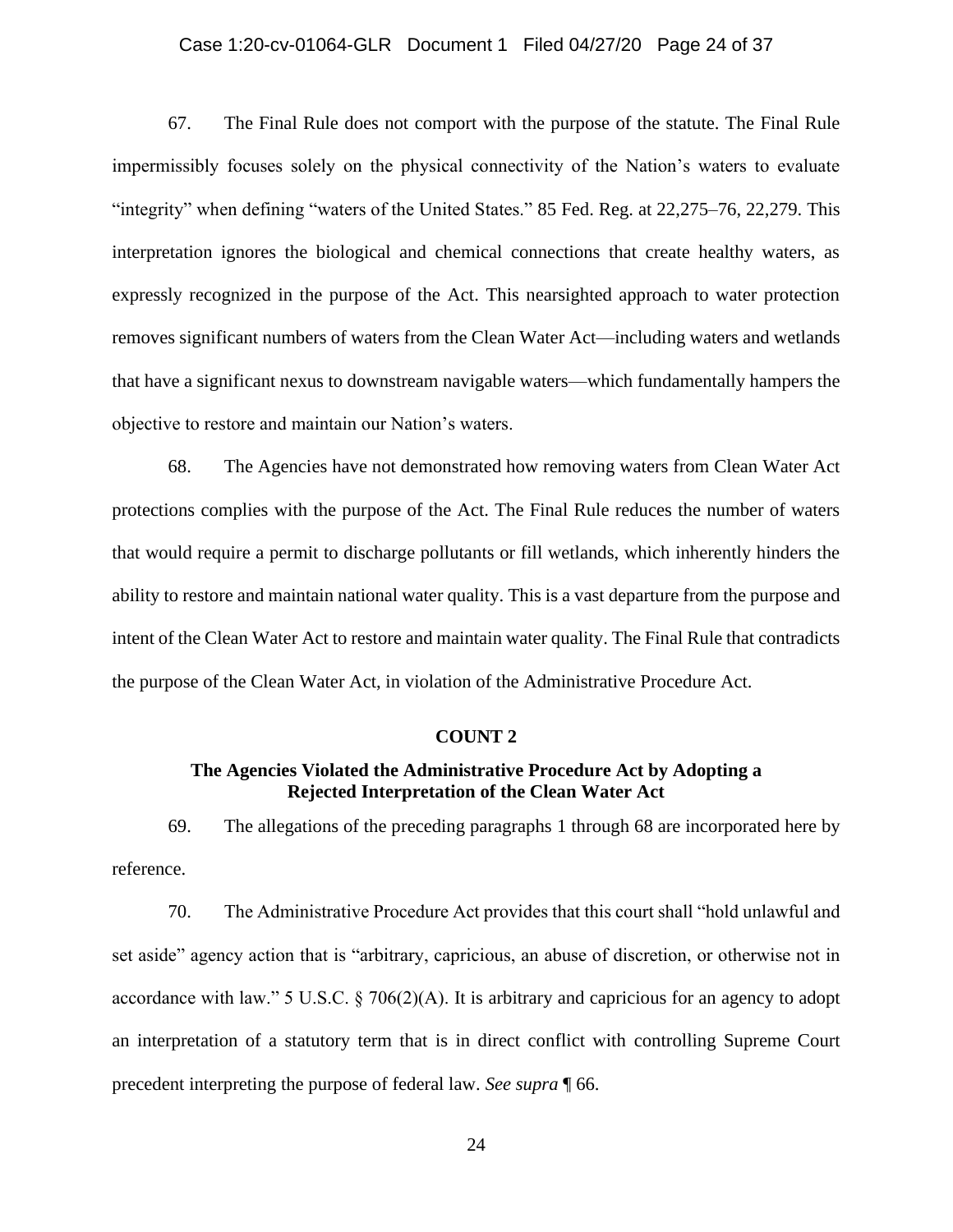67. The Final Rule does not comport with the purpose of the statute. The Final Rule impermissibly focuses solely on the physical connectivity of the Nation's waters to evaluate "integrity" when defining "waters of the United States." 85 Fed. Reg. at 22,275–76, 22,279. This interpretation ignores the biological and chemical connections that create healthy waters, as expressly recognized in the purpose of the Act. This nearsighted approach to water protection removes significant numbers of waters from the Clean Water Act—including waters and wetlands that have a significant nexus to downstream navigable waters—which fundamentally hampers the objective to restore and maintain our Nation's waters.

68. The Agencies have not demonstrated how removing waters from Clean Water Act protections complies with the purpose of the Act. The Final Rule reduces the number of waters that would require a permit to discharge pollutants or fill wetlands, which inherently hinders the ability to restore and maintain national water quality. This is a vast departure from the purpose and intent of the Clean Water Act to restore and maintain water quality. The Final Rule that contradicts the purpose of the Clean Water Act, in violation of the Administrative Procedure Act.

## COUNT 2

### The Agencies Violated the Administrative Procedure Act by Adopting a Rejected Interpretation of the Clean Water Act

69. The allegations of the preceding paragraphs 1 through 68 are incorporated here by reference.

70. The Administrative Procedure Act provides that this court shall "hold unlawful and set aside" agency action that is "arbitrary, capricious, an abuse of discretion, or otherwise not in accordance with law." 5 U.S.C. § 706(2)(A). It is arbitrary and capricious for an agency to adopt an interpretation of a statutory term that is in direct conflict with controlling Supreme Court precedent interpreting the purpose of federal law. *See supra* ¶ 66.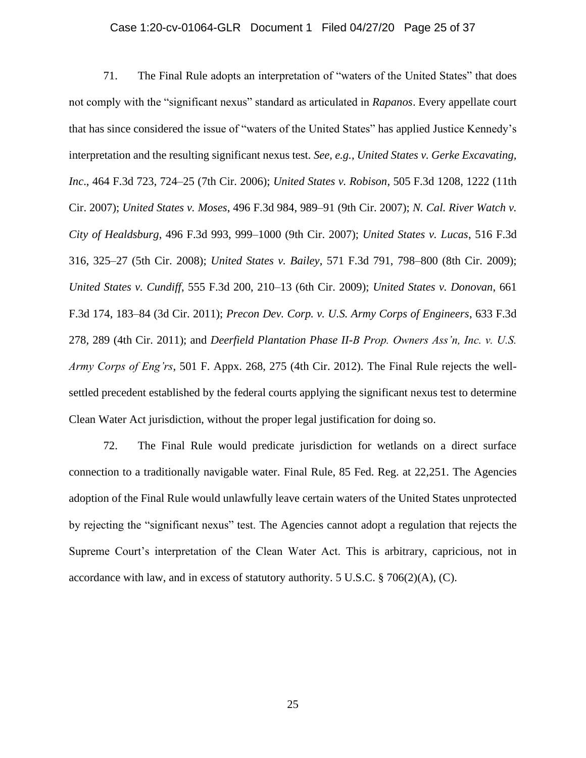71. The Final Rule adopts an interpretation of "waters of the United States" that does not comply with the "significant nexus" standard as articulated in *Rapanos*. Every appellate court that has since considered the issue of "waters of the United States" has applied Justice Kennedy's interpretation and the resulting significant nexus test. *See, e.g.*, *United States v. Gerke Excavating, Inc*., 464 F.3d 723, 724–25 (7th Cir. 2006); *United States v. Robison*, 505 F.3d 1208, 1222 (11th Cir. 2007); *United States v. Moses*, 496 F.3d 984, 989–91 (9th Cir. 2007); *N. Cal. River Watch v. City of Healdsburg*, 496 F.3d 993, 999–1000 (9th Cir. 2007); *United States v. Lucas*, 516 F.3d 316, 325–27 (5th Cir. 2008); *United States v. Bailey*, 571 F.3d 791, 798–800 (8th Cir. 2009); *United States v. Cundiff*, 555 F.3d 200, 210–13 (6th Cir. 2009); *United States v. Donovan*, 661 F.3d 174, 183–84 (3d Cir. 2011); *Precon Dev. Corp. v. U.S. Army Corps of Engineers*, 633 F.3d 278, 289 (4th Cir. 2011); and *Deerfield Plantation Phase II-B Prop. Owners Ass'n, Inc. v. U.S. Army Corps of Eng'rs*, 501 F. Appx. 268, 275 (4th Cir. 2012). The Final Rule rejects the well-settled precedent established by the federal courts applying the significant nexus test to determine Clean Water Act jurisdiction, without the proper legal justification for doing so.

72. The Final Rule would predicate jurisdiction for wetlands on a direct surface connection to a traditionally navigable water. Final Rule, 85 Fed. Reg. at 22,251. The Agencies adoption of the Final Rule would unlawfully leave certain waters of the United States unprotected by rejecting the "significant nexus" test. The Agencies cannot adopt a regulation that rejects the Supreme Court's interpretation of the Clean Water Act. This is arbitrary, capricious, not in accordance with law, and in excess of statutory authority. 5 U.S.C. § 706(2)(A), (C).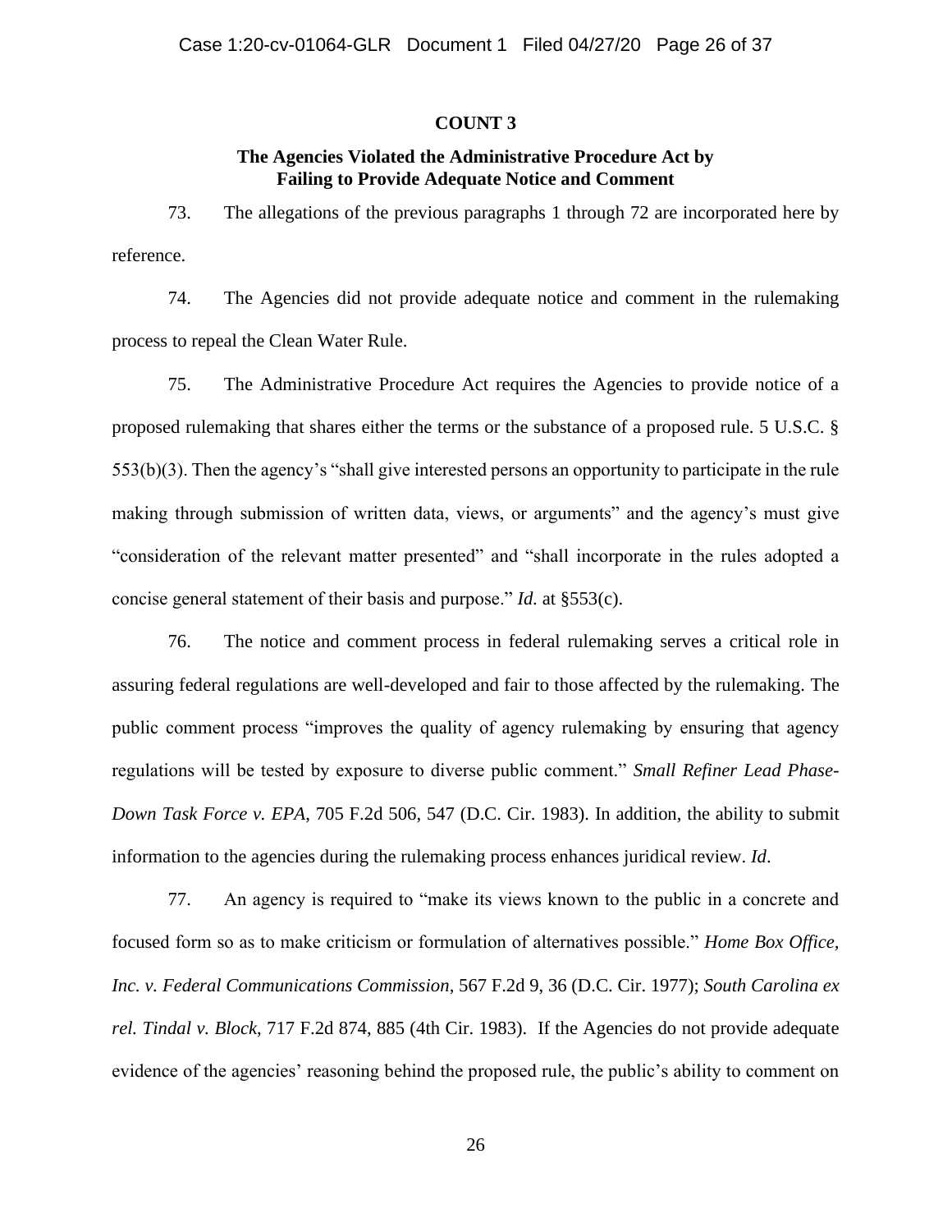**COUNT 3**

**The Agencies Violated the Administrative Procedure Act by Failing to Provide Adequate Notice and Comment**

73. The allegations of the previous paragraphs 1 through 72 are incorporated here by reference.

74. The Agencies did not provide adequate notice and comment in the rulemaking process to repeal the Clean Water Rule.

75. The Administrative Procedure Act requires the Agencies to provide notice of a proposed rulemaking that shares either the terms or the substance of a proposed rule. 5 U.S.C. § 553(b)(3). Then the agency's "shall give interested persons an opportunity to participate in the rule making through submission of written data, views, or arguments" and the agency's must give "consideration of the relevant matter presented" and "shall incorporate in the rules adopted a concise general statement of their basis and purpose." *Id.* at §553(c).

76. The notice and comment process in federal rulemaking serves a critical role in assuring federal regulations are well-developed and fair to those affected by the rulemaking. The public comment process "improves the quality of agency rulemaking by ensuring that agency regulations will be tested by exposure to diverse public comment." *Small Refiner Lead Phase-Down Task Force v. EPA*, 705 F.2d 506, 547 (D.C. Cir. 1983). In addition, the ability to submit information to the agencies during the rulemaking process enhances juridical review. *Id*.

77. An agency is required to "make its views known to the public in a concrete and focused form so as to make criticism or formulation of alternatives possible." *Home Box Office, Inc. v. Federal Communications Commission*, 567 F.2d 9, 36 (D.C. Cir. 1977); *South Carolina ex rel. Tindal v. Block*, 717 F.2d 874, 885 (4th Cir. 1983). If the Agencies do not provide adequate evidence of the agencies' reasoning behind the proposed rule, the public's ability to comment on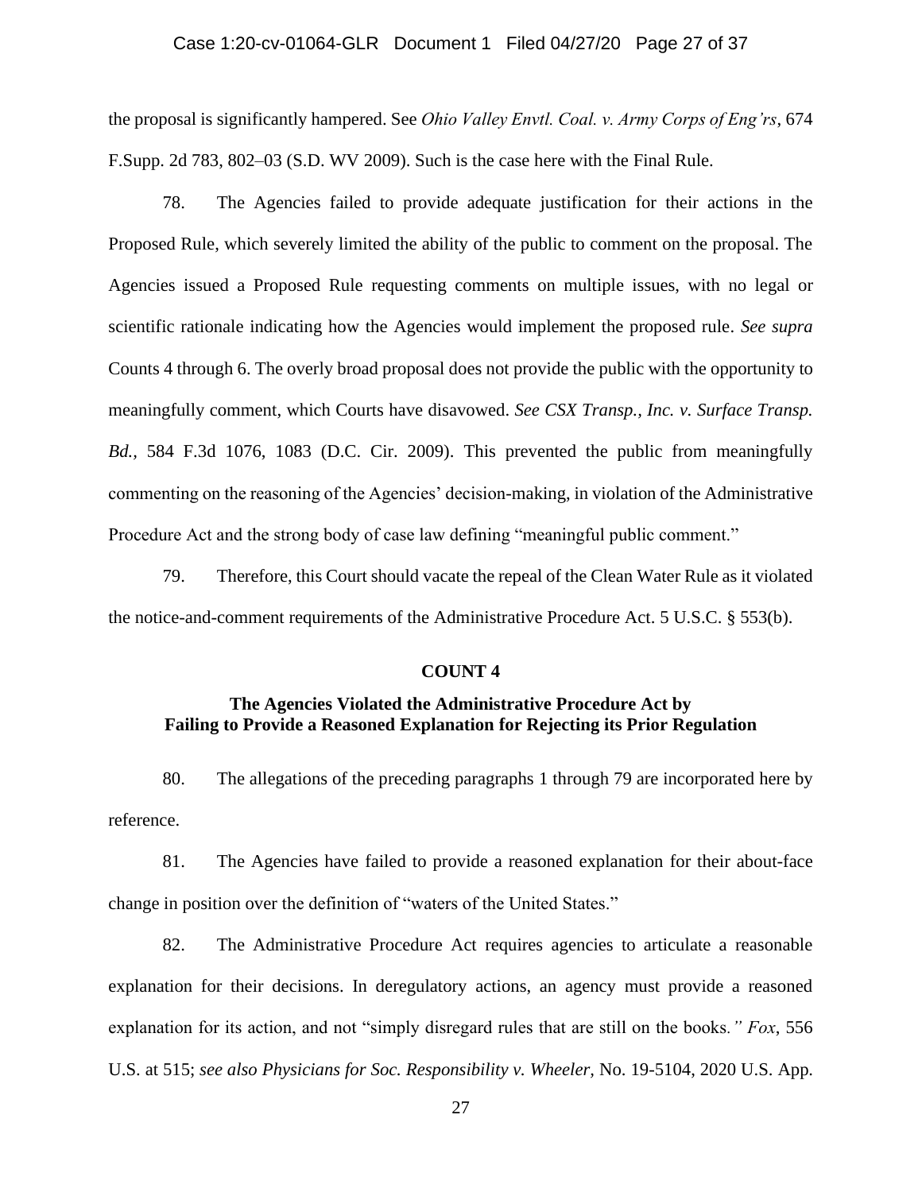the proposal is significantly hampered. See *Ohio Valley Envtl. Coal. v. Army Corps of Eng'rs*, 674 F.Supp. 2d 783, 802–03 (S.D. WV 2009). Such is the case here with the Final Rule.

78. The Agencies failed to provide adequate justification for their actions in the Proposed Rule, which severely limited the ability of the public to comment on the proposal. The Agencies issued a Proposed Rule requesting comments on multiple issues, with no legal or scientific rationale indicating how the Agencies would implement the proposed rule. *See supra* Counts 4 through 6. The overly broad proposal does not provide the public with the opportunity to meaningfully comment, which Courts have disavowed. *See CSX Transp., Inc. v. Surface Transp. Bd.,* 584 F.3d 1076, 1083 (D.C. Cir. 2009). This prevented the public from meaningfully commenting on the reasoning of the Agencies' decision-making, in violation of the Administrative Procedure Act and the strong body of case law defining "meaningful public comment."

79. Therefore, this Court should vacate the repeal of the Clean Water Rule as it violated the notice-and-comment requirements of the Administrative Procedure Act. 5 U.S.C. § 553(b).

**COUNT 4**

**The Agencies Violated the Administrative Procedure Act by Failing to Provide a Reasoned Explanation for Rejecting its Prior Regulation**

80. The allegations of the preceding paragraphs 1 through 79 are incorporated here by reference.

81. The Agencies have failed to provide a reasoned explanation for their about-face change in position over the definition of "waters of the United States."

82. The Administrative Procedure Act requires agencies to articulate a reasonable explanation for their decisions. In deregulatory actions, an agency must provide a reasoned explanation for its action, and not "simply disregard rules that are still on the books*." Fox*, 556 U.S. at 515; *see also Physicians for Soc. Responsibility v. Wheeler*, No. 19-5104, 2020 U.S. App.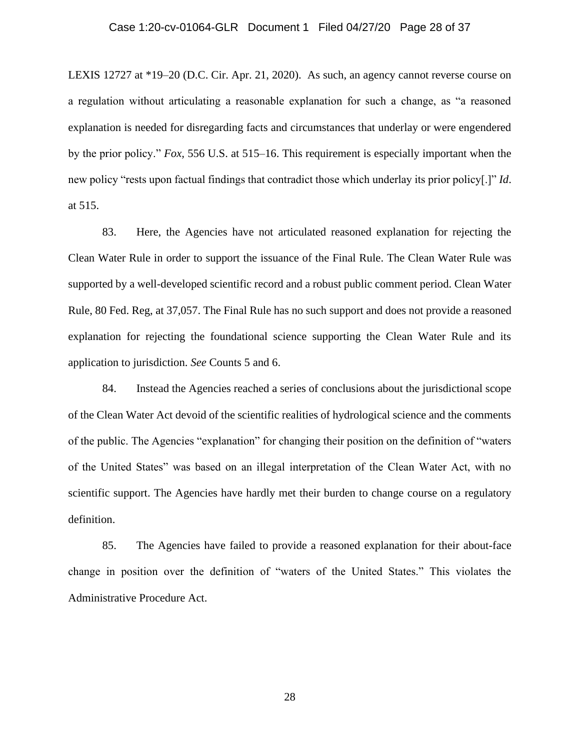LEXIS 12727 at *19–20 (D.C. Cir. Apr. 21, 2020). As such, an agency cannot reverse course on a regulation without articulating a reasonable explanation for such a change, as "a reasoned explanation is needed for disregarding facts and circumstances that underlay or were engendered by the prior policy." *Fox,* 556 U.S. at 515–16. This requirement is especially important when the new policy "rests upon factual findings that contradict those which underlay its prior policy[.]" *Id*. at 515.

83. Here, the Agencies have not articulated reasoned explanation for rejecting the Clean Water Rule in order to support the issuance of the Final Rule. The Clean Water Rule was supported by a well-developed scientific record and a robust public comment period. Clean Water Rule, 80 Fed. Reg, at 37,057. The Final Rule has no such support and does not provide a reasoned explanation for rejecting the foundational science supporting the Clean Water Rule and its application to jurisdiction. *See* Counts 5 and 6.

84. Instead the Agencies reached a series of conclusions about the jurisdictional scope of the Clean Water Act devoid of the scientific realities of hydrological science and the comments of the public. The Agencies "explanation" for changing their position on the definition of "waters of the United States" was based on an illegal interpretation of the Clean Water Act, with no scientific support. The Agencies have hardly met their burden to change course on a regulatory definition.

85. The Agencies have failed to provide a reasoned explanation for their about-face change in position over the definition of "waters of the United States." This violates the Administrative Procedure Act.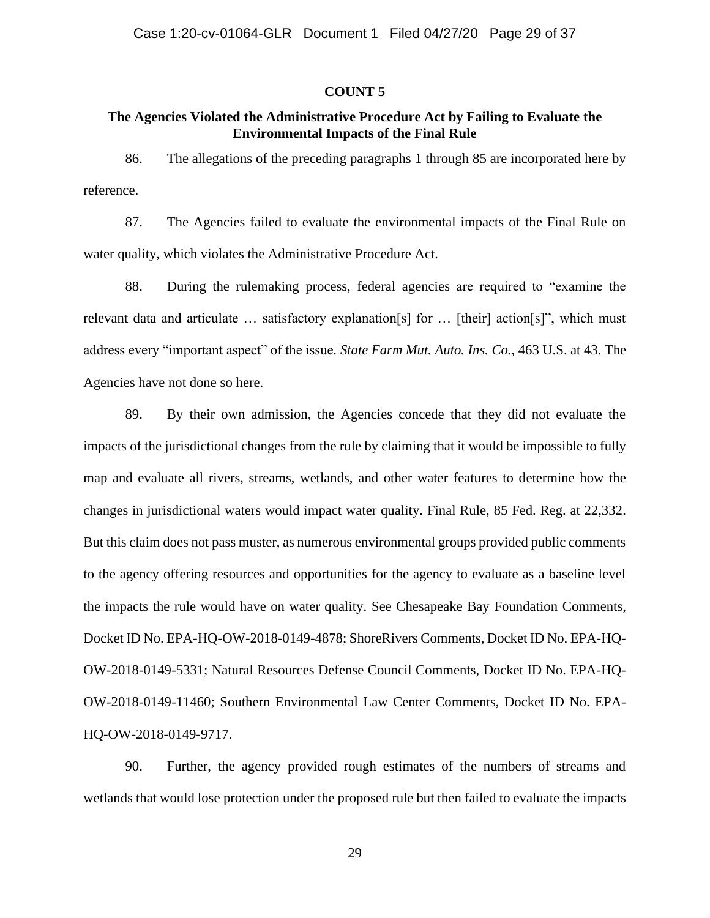**COUNT 5**

**The Agencies Violated the Administrative Procedure Act by Failing to Evaluate the Environmental Impacts of the Final Rule**

86. The allegations of the preceding paragraphs 1 through 85 are incorporated here by reference.

87. The Agencies failed to evaluate the environmental impacts of the Final Rule on water quality, which violates the Administrative Procedure Act.

88. During the rulemaking process, federal agencies are required to "examine the relevant data and articulate … satisfactory explanation[s] for … [their] action[s]", which must address every "important aspect" of the issue. *State Farm Mut. Auto. Ins. Co.*, 463 U.S. at 43. The Agencies have not done so here.

89. By their own admission, the Agencies concede that they did not evaluate the impacts of the jurisdictional changes from the rule by claiming that it would be impossible to fully map and evaluate all rivers, streams, wetlands, and other water features to determine how the changes in jurisdictional waters would impact water quality. Final Rule, 85 Fed. Reg. at 22,332. But this claim does not pass muster, as numerous environmental groups provided public comments to the agency offering resources and opportunities for the agency to evaluate as a baseline level the impacts the rule would have on water quality. See Chesapeake Bay Foundation Comments, Docket ID No. EPA-HQ-OW-2018-0149-4878; ShoreRivers Comments, Docket ID No. EPA-HQ-OW-2018-0149-5331; Natural Resources Defense Council Comments, Docket ID No. EPA-HQ-OW-2018-0149-11460; Southern Environmental Law Center Comments, Docket ID No. EPA-HQ-OW-2018-0149-9717.

90. Further, the agency provided rough estimates of the numbers of streams and wetlands that would lose protection under the proposed rule but then failed to evaluate the impacts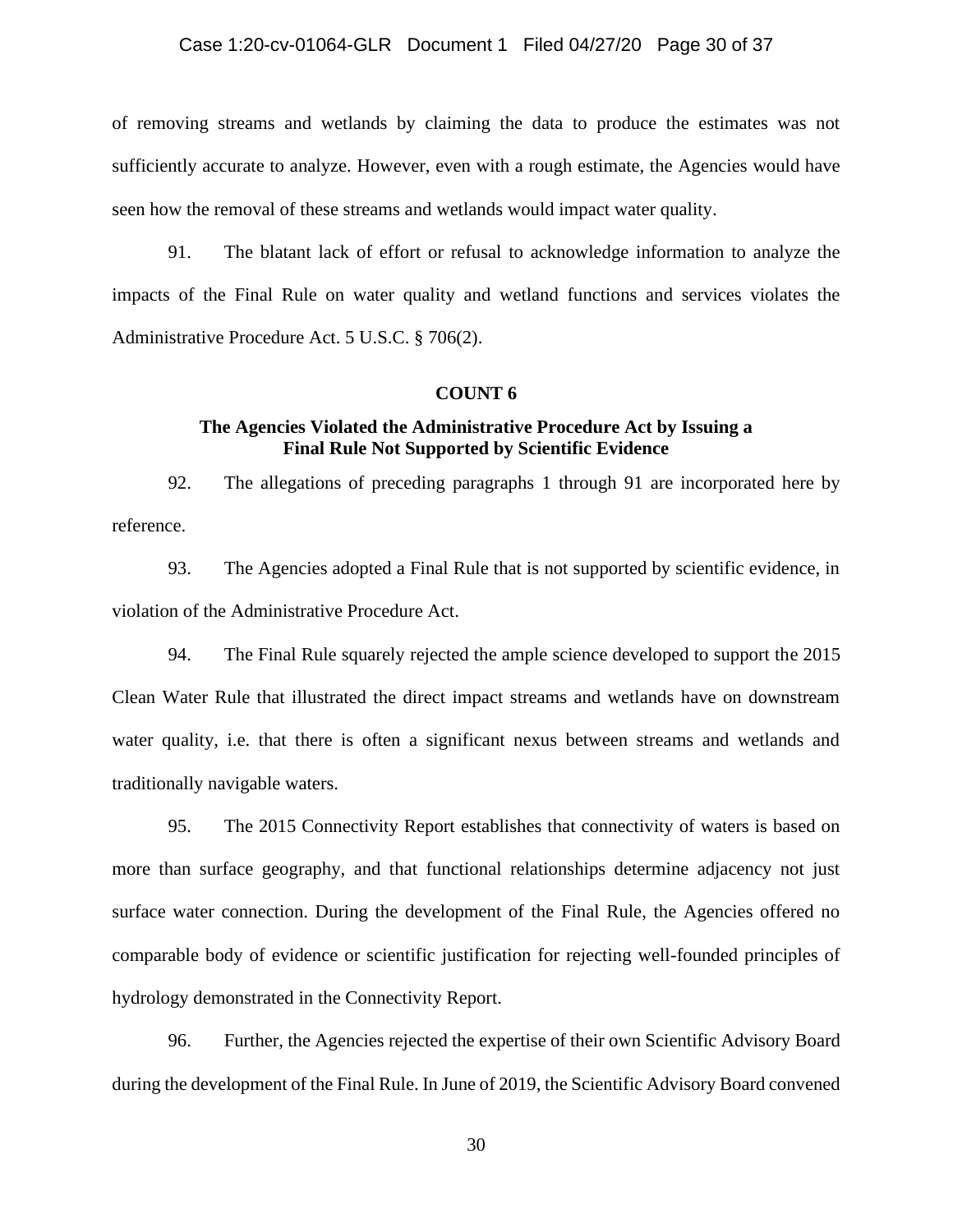of removing streams and wetlands by claiming the data to produce the estimates was not sufficiently accurate to analyze. However, even with a rough estimate, the Agencies would have seen how the removal of these streams and wetlands would impact water quality.

91. The blatant lack of effort or refusal to acknowledge information to analyze the impacts of the Final Rule on water quality and wetland functions and services violates the Administrative Procedure Act. 5 U.S.C. § 706(2).

**COUNT 6**

**The Agencies Violated the Administrative Procedure Act by Issuing a Final Rule Not Supported by Scientific Evidence**

92. The allegations of preceding paragraphs 1 through 91 are incorporated here by reference.

93. The Agencies adopted a Final Rule that is not supported by scientific evidence, in violation of the Administrative Procedure Act.

94. The Final Rule squarely rejected the ample science developed to support the 2015 Clean Water Rule that illustrated the direct impact streams and wetlands have on downstream water quality, i.e. that there is often a significant nexus between streams and wetlands and traditionally navigable waters.

95. The 2015 Connectivity Report establishes that connectivity of waters is based on more than surface geography, and that functional relationships determine adjacency not just surface water connection. During the development of the Final Rule, the Agencies offered no comparable body of evidence or scientific justification for rejecting well-founded principles of hydrology demonstrated in the Connectivity Report.

96. Further, the Agencies rejected the expertise of their own Scientific Advisory Board during the development of the Final Rule. In June of 2019, the Scientific Advisory Board convened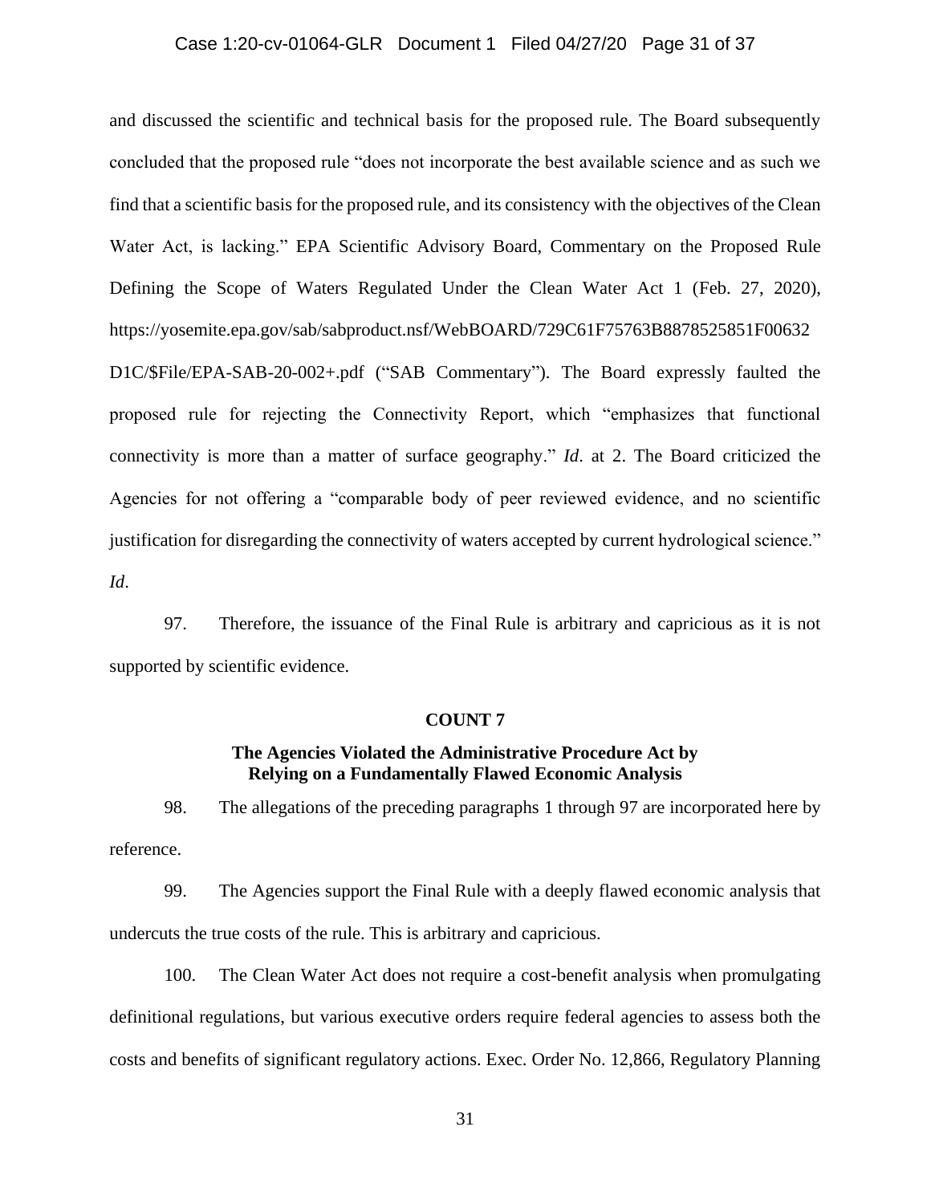and discussed the scientific and technical basis for the proposed rule. The Board subsequently concluded that the proposed rule "does not incorporate the best available science and as such we find that a scientific basis for the proposed rule, and its consistency with the objectives of the Clean Water Act, is lacking." EPA Scientific Advisory Board, Commentary on the Proposed Rule Defining the Scope of Waters Regulated Under the Clean Water Act 1 (Feb. 27, 2020), https://yosemite.epa.gov/sab/sabproduct.nsf/WebBOARD/729C61F75763B8878525851F00632D1C/$File/EPA-SAB-20-002+.pdf ("SAB Commentary"). The Board expressly faulted the proposed rule for rejecting the Connectivity Report, which "emphasizes that functional connectivity is more than a matter of surface geography." *Id*. at 2. The Board criticized the Agencies for not offering a "comparable body of peer reviewed evidence, and no scientific justification for disregarding the connectivity of waters accepted by current hydrological science." *Id*.

97. Therefore, the issuance of the Final Rule is arbitrary and capricious as it is not supported by scientific evidence.

**COUNT 7**

**The Agencies Violated the Administrative Procedure Act by Relying on a Fundamentally Flawed Economic Analysis**

98. The allegations of the preceding paragraphs 1 through 97 are incorporated here by reference.

99. The Agencies support the Final Rule with a deeply flawed economic analysis that undercuts the true costs of the rule. This is arbitrary and capricious.

100. The Clean Water Act does not require a cost-benefit analysis when promulgating definitional regulations, but various executive orders require federal agencies to assess both the costs and benefits of significant regulatory actions. Exec. Order No. 12,866, Regulatory Planning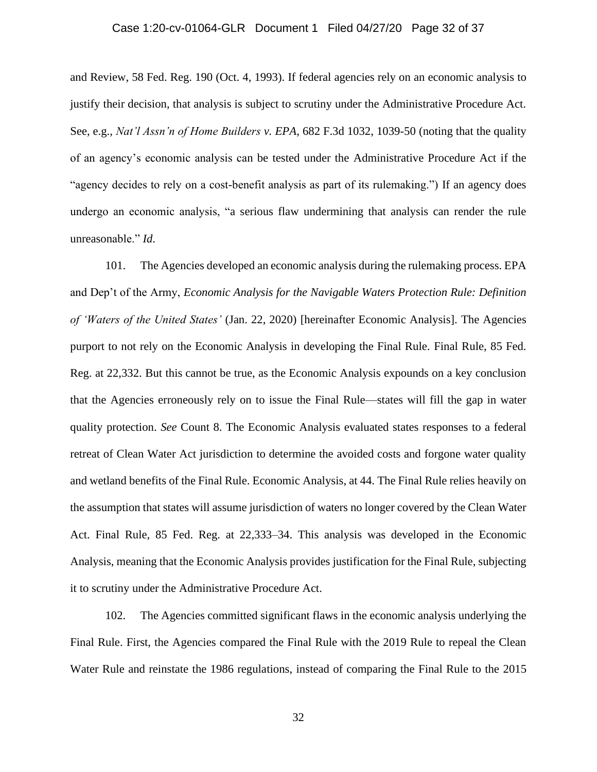and Review, 58 Fed. Reg. 190 (Oct. 4, 1993). If federal agencies rely on an economic analysis to justify their decision, that analysis is subject to scrutiny under the Administrative Procedure Act. See, e.g., *Nat'l Assn'n of Home Builders v. EPA*, 682 F.3d 1032, 1039-50 (noting that the quality of an agency's economic analysis can be tested under the Administrative Procedure Act if the "agency decides to rely on a cost-benefit analysis as part of its rulemaking.") If an agency does undergo an economic analysis, "a serious flaw undermining that analysis can render the rule unreasonable." *Id*.

101. The Agencies developed an economic analysis during the rulemaking process. EPA and Dep't of the Army, *Economic Analysis for the Navigable Waters Protection Rule: Definition of 'Waters of the United States'* (Jan. 22, 2020) [hereinafter Economic Analysis]. The Agencies purport to not rely on the Economic Analysis in developing the Final Rule. Final Rule, 85 Fed. Reg. at 22,332. But this cannot be true, as the Economic Analysis expounds on a key conclusion that the Agencies erroneously rely on to issue the Final Rule—states will fill the gap in water quality protection. *See* Count 8. The Economic Analysis evaluated states responses to a federal retreat of Clean Water Act jurisdiction to determine the avoided costs and forgone water quality and wetland benefits of the Final Rule. Economic Analysis, at 44. The Final Rule relies heavily on the assumption that states will assume jurisdiction of waters no longer covered by the Clean Water Act. Final Rule, 85 Fed. Reg. at 22,333–34. This analysis was developed in the Economic Analysis, meaning that the Economic Analysis provides justification for the Final Rule, subjecting it to scrutiny under the Administrative Procedure Act.

102. The Agencies committed significant flaws in the economic analysis underlying the Final Rule. First, the Agencies compared the Final Rule with the 2019 Rule to repeal the Clean Water Rule and reinstate the 1986 regulations, instead of comparing the Final Rule to the 2015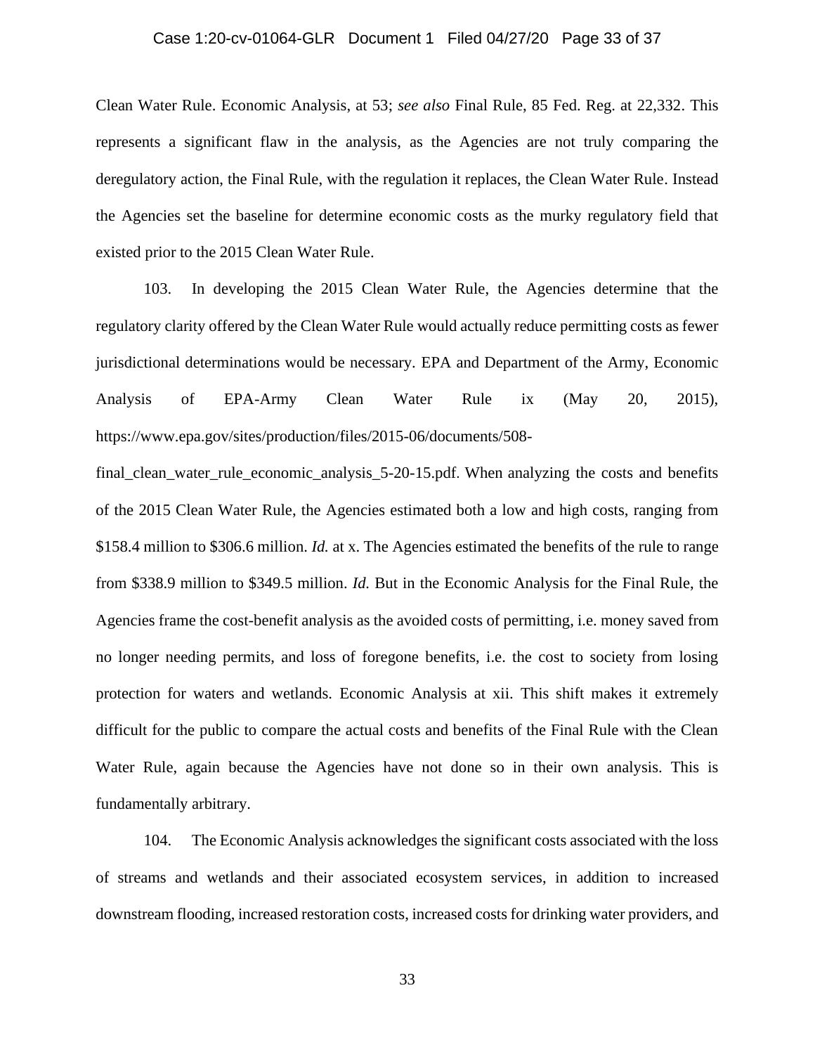Clean Water Rule. Economic Analysis, at 53; *see also* Final Rule, 85 Fed. Reg. at 22,332. This represents a significant flaw in the analysis, as the Agencies are not truly comparing the deregulatory action, the Final Rule, with the regulation it replaces, the Clean Water Rule. Instead the Agencies set the baseline for determine economic costs as the murky regulatory field that existed prior to the 2015 Clean Water Rule.

103. In developing the 2015 Clean Water Rule, the Agencies determine that the regulatory clarity offered by the Clean Water Rule would actually reduce permitting costs as fewer jurisdictional determinations would be necessary. EPA and Department of the Army, Economic Analysis of EPA-Army Clean Water Rule ix (May 20, 2015), https://www.epa.gov/sites/production/files/2015-06/documents/508-final_clean_water_rule_economic_analysis_5-20-15.pdf. When analyzing the costs and benefits of the 2015 Clean Water Rule, the Agencies estimated both a low and high costs, ranging from $158.4 million to $306.6 million. *Id.* at x. The Agencies estimated the benefits of the rule to range from $338.9 million to $349.5 million. *Id.* But in the Economic Analysis for the Final Rule, the Agencies frame the cost-benefit analysis as the avoided costs of permitting, i.e. money saved from no longer needing permits, and loss of foregone benefits, i.e. the cost to society from losing protection for waters and wetlands. Economic Analysis at xii. This shift makes it extremely difficult for the public to compare the actual costs and benefits of the Final Rule with the Clean Water Rule, again because the Agencies have not done so in their own analysis. This is fundamentally arbitrary.

104. The Economic Analysis acknowledges the significant costs associated with the loss of streams and wetlands and their associated ecosystem services, in addition to increased downstream flooding, increased restoration costs, increased costs for drinking water providers, and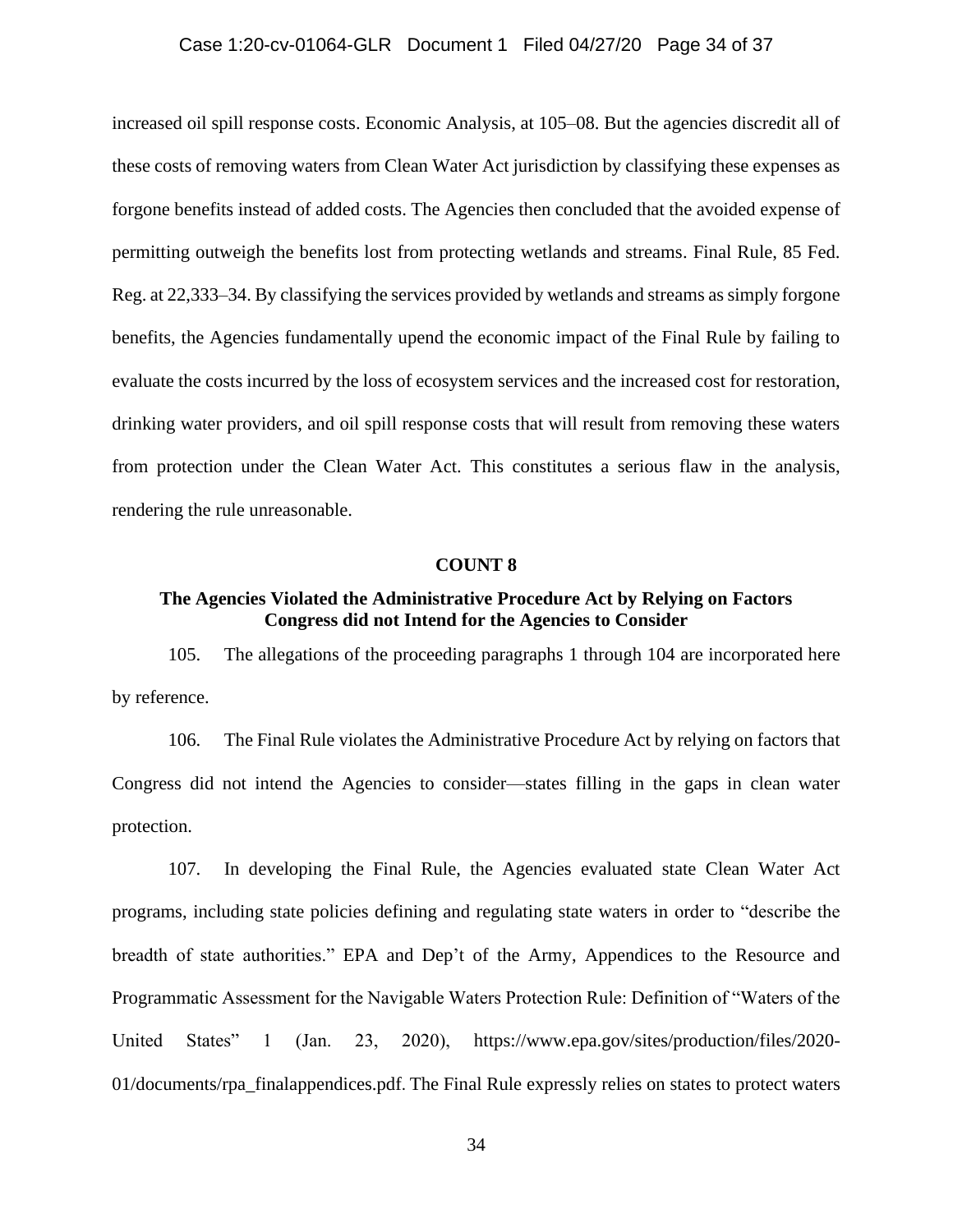increased oil spill response costs. Economic Analysis, at 105–08. But the agencies discredit all of these costs of removing waters from Clean Water Act jurisdiction by classifying these expenses as forgone benefits instead of added costs. The Agencies then concluded that the avoided expense of permitting outweigh the benefits lost from protecting wetlands and streams. Final Rule, 85 Fed. Reg. at 22,333–34. By classifying the services provided by wetlands and streams as simply forgone benefits, the Agencies fundamentally upend the economic impact of the Final Rule by failing to evaluate the costs incurred by the loss of ecosystem services and the increased cost for restoration, drinking water providers, and oil spill response costs that will result from removing these waters from protection under the Clean Water Act. This constitutes a serious flaw in the analysis, rendering the rule unreasonable.

## COUNT 8

### The Agencies Violated the Administrative Procedure Act by Relying on Factors Congress did not Intend for the Agencies to Consider

105. The allegations of the proceeding paragraphs 1 through 104 are incorporated here by reference.

106. The Final Rule violates the Administrative Procedure Act by relying on factors that Congress did not intend the Agencies to consider—states filling in the gaps in clean water protection.

107. In developing the Final Rule, the Agencies evaluated state Clean Water Act programs, including state policies defining and regulating state waters in order to "describe the breadth of state authorities." EPA and Dep't of the Army, Appendices to the Resource and Programmatic Assessment for the Navigable Waters Protection Rule: Definition of "Waters of the United States" 1 (Jan. 23, 2020), https://www.epa.gov/sites/production/files/2020-01/documents/rpa_finalappendices.pdf. The Final Rule expressly relies on states to protect waters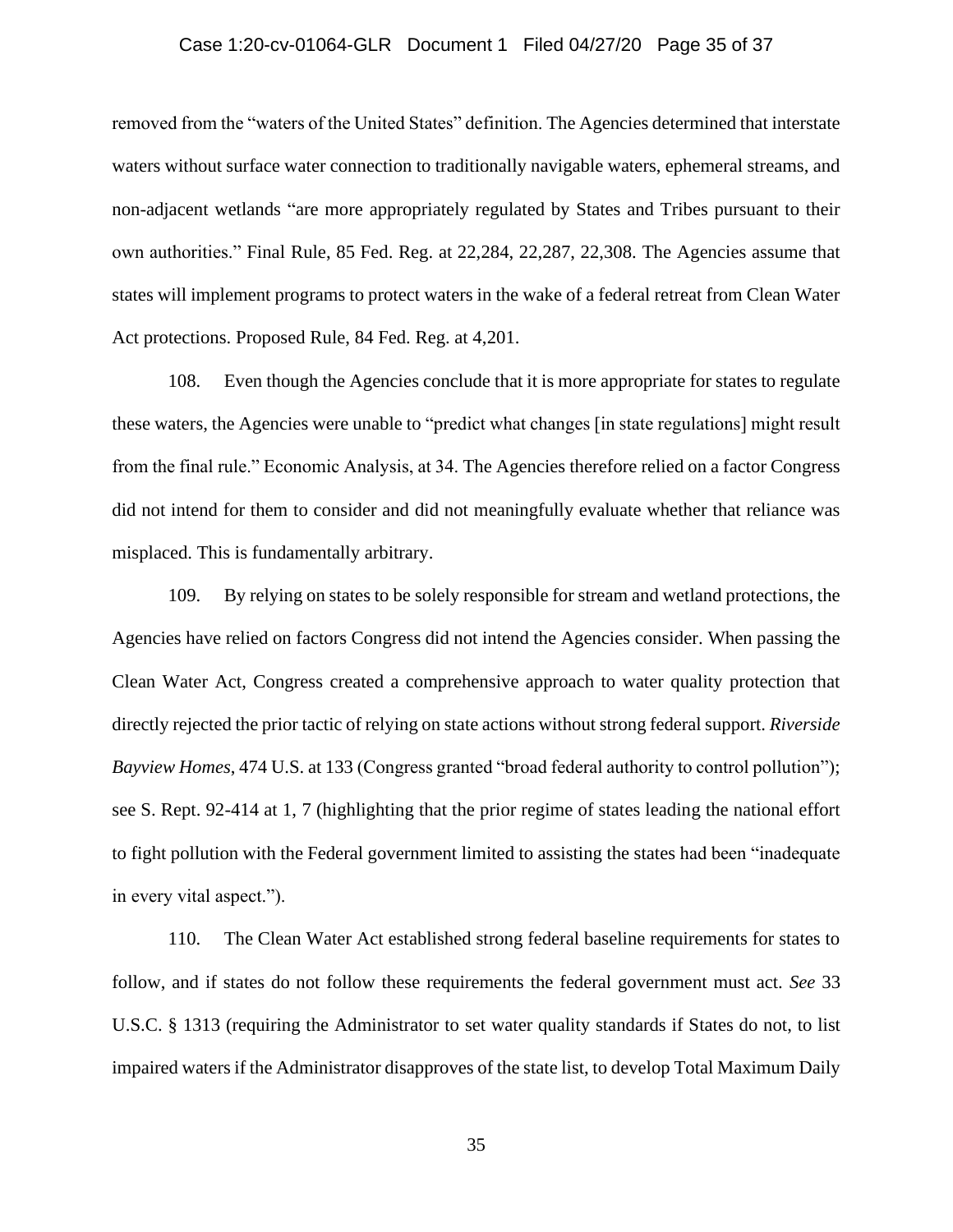removed from the "waters of the United States" definition. The Agencies determined that interstate waters without surface water connection to traditionally navigable waters, ephemeral streams, and non-adjacent wetlands "are more appropriately regulated by States and Tribes pursuant to their own authorities." Final Rule, 85 Fed. Reg. at 22,284, 22,287, 22,308. The Agencies assume that states will implement programs to protect waters in the wake of a federal retreat from Clean Water Act protections. Proposed Rule, 84 Fed. Reg. at 4,201.

108. Even though the Agencies conclude that it is more appropriate for states to regulate these waters, the Agencies were unable to "predict what changes [in state regulations] might result from the final rule." Economic Analysis, at 34. The Agencies therefore relied on a factor Congress did not intend for them to consider and did not meaningfully evaluate whether that reliance was misplaced. This is fundamentally arbitrary.

109. By relying on states to be solely responsible for stream and wetland protections, the Agencies have relied on factors Congress did not intend the Agencies consider. When passing the Clean Water Act, Congress created a comprehensive approach to water quality protection that directly rejected the prior tactic of relying on state actions without strong federal support. *Riverside Bayview Homes*, 474 U.S. at 133 (Congress granted "broad federal authority to control pollution"); see S. Rept. 92-414 at 1, 7 (highlighting that the prior regime of states leading the national effort to fight pollution with the Federal government limited to assisting the states had been "inadequate in every vital aspect.").

110. The Clean Water Act established strong federal baseline requirements for states to follow, and if states do not follow these requirements the federal government must act. *See* 33 U.S.C. § 1313 (requiring the Administrator to set water quality standards if States do not, to list impaired waters if the Administrator disapproves of the state list, to develop Total Maximum Daily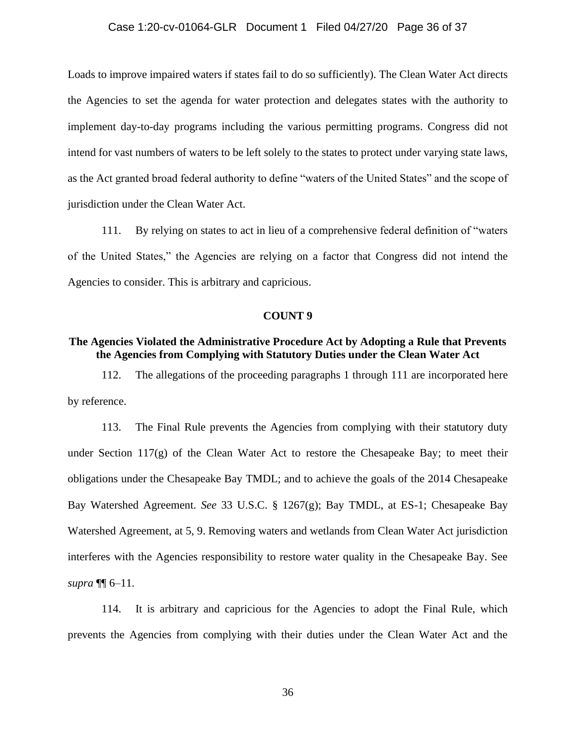Loads to improve impaired waters if states fail to do so sufficiently). The Clean Water Act directs the Agencies to set the agenda for water protection and delegates states with the authority to implement day-to-day programs including the various permitting programs. Congress did not intend for vast numbers of waters to be left solely to the states to protect under varying state laws, as the Act granted broad federal authority to define "waters of the United States" and the scope of jurisdiction under the Clean Water Act.

111. By relying on states to act in lieu of a comprehensive federal definition of "waters of the United States," the Agencies are relying on a factor that Congress did not intend the Agencies to consider. This is arbitrary and capricious.

**COUNT 9**

**The Agencies Violated the Administrative Procedure Act by Adopting a Rule that Prevents the Agencies from Complying with Statutory Duties under the Clean Water Act**

112. The allegations of the proceeding paragraphs 1 through 111 are incorporated here by reference.

113. The Final Rule prevents the Agencies from complying with their statutory duty under Section 117(g) of the Clean Water Act to restore the Chesapeake Bay; to meet their obligations under the Chesapeake Bay TMDL; and to achieve the goals of the 2014 Chesapeake Bay Watershed Agreement. *See* 33 U.S.C. § 1267(g); Bay TMDL, at ES-1; Chesapeake Bay Watershed Agreement, at 5, 9. Removing waters and wetlands from Clean Water Act jurisdiction interferes with the Agencies responsibility to restore water quality in the Chesapeake Bay. See *supra* ¶¶ 6–11.

114. It is arbitrary and capricious for the Agencies to adopt the Final Rule, which prevents the Agencies from complying with their duties under the Clean Water Act and the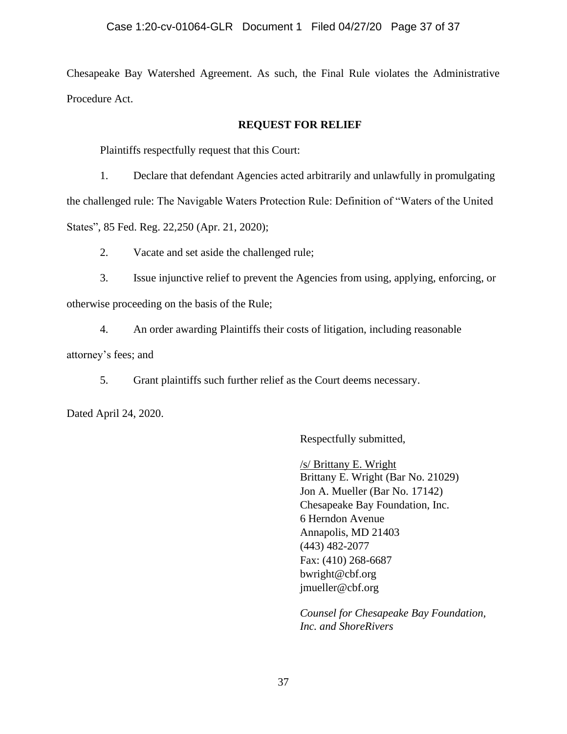Chesapeake Bay Watershed Agreement. As such, the Final Rule violates the Administrative Procedure Act.

**REQUEST FOR RELIEF**

Plaintiffs respectfully request that this Court:

1. Declare that defendant Agencies acted arbitrarily and unlawfully in promulgating the challenged rule: The Navigable Waters Protection Rule: Definition of "Waters of the United States", 85 Fed. Reg. 22,250 (Apr. 21, 2020);

2. Vacate and set aside the challenged rule;

3. Issue injunctive relief to prevent the Agencies from using, applying, enforcing, or otherwise proceeding on the basis of the Rule;

4. An order awarding Plaintiffs their costs of litigation, including reasonable attorney's fees; and

5. Grant plaintiffs such further relief as the Court deems necessary.

Dated April 24, 2020.

Respectfully submitted,

/s/ Brittany E. Wright
Brittany E. Wright (Bar No. 21029)
Jon A. Mueller (Bar No. 17142)
Chesapeake Bay Foundation, Inc.
6 Herndon Avenue
Annapolis, MD 21403
(443) 482-2077
Fax: (410) 268-6687
bwright@cbf.org
jmueller@cbf.org

*Counsel for Chesapeake Bay Foundation, Inc. and ShoreRivers*